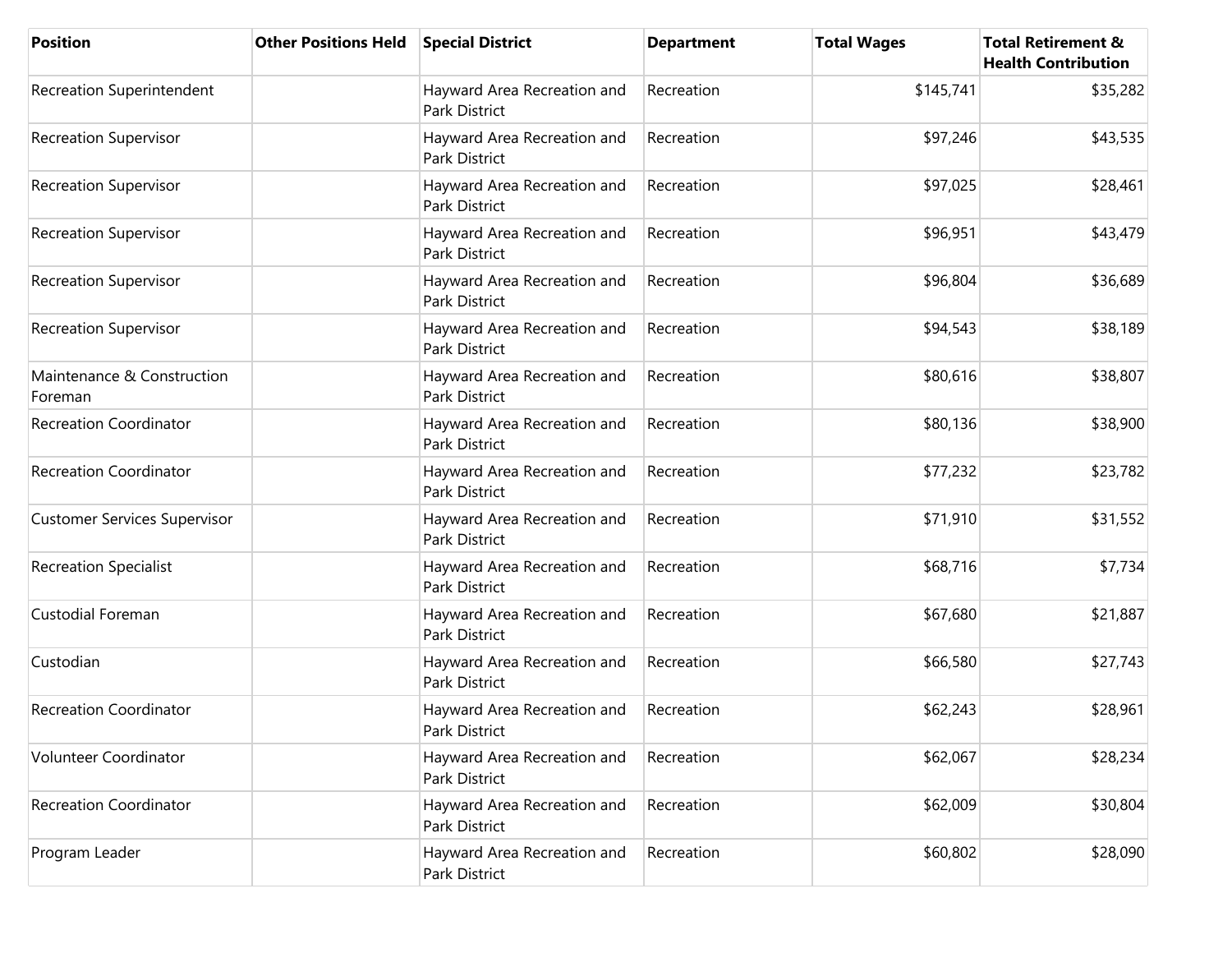| Position | Other Positions Held | Special District | Department | Total Wages | Total Retirement & Health Contribution |
|---|---|---|---|---|---|
| Recreation Superintendent | | Hayward Area Recreation and Park District | Recreation | $145,741 | $35,282 |
| Recreation Supervisor | | Hayward Area Recreation and Park District | Recreation | $97,246 | $43,535 |
| Recreation Supervisor | | Hayward Area Recreation and Park District | Recreation | $97,025 | $28,461 |
| Recreation Supervisor | | Hayward Area Recreation and Park District | Recreation | $96,951 | $43,479 |
| Recreation Supervisor | | Hayward Area Recreation and Park District | Recreation | $96,804 | $36,689 |
| Recreation Supervisor | | Hayward Area Recreation and Park District | Recreation | $94,543 | $38,189 |
| Maintenance & Construction Foreman | | Hayward Area Recreation and Park District | Recreation | $80,616 | $38,807 |
| Recreation Coordinator | | Hayward Area Recreation and Park District | Recreation | $80,136 | $38,900 |
| Recreation Coordinator | | Hayward Area Recreation and Park District | Recreation | $77,232 | $23,782 |
| Customer Services Supervisor | | Hayward Area Recreation and Park District | Recreation | $71,910 | $31,552 |
| Recreation Specialist | | Hayward Area Recreation and Park District | Recreation | $68,716 | $7,734 |
| Custodial Foreman | | Hayward Area Recreation and Park District | Recreation | $67,680 | $21,887 |
| Custodian | | Hayward Area Recreation and Park District | Recreation | $66,580 | $27,743 |
| Recreation Coordinator | | Hayward Area Recreation and Park District | Recreation | $62,243 | $28,961 |
| Volunteer Coordinator | | Hayward Area Recreation and Park District | Recreation | $62,067 | $28,234 |
| Recreation Coordinator | | Hayward Area Recreation and Park District | Recreation | $62,009 | $30,804 |
| Program Leader | | Hayward Area Recreation and Park District | Recreation | $60,802 | $28,090 |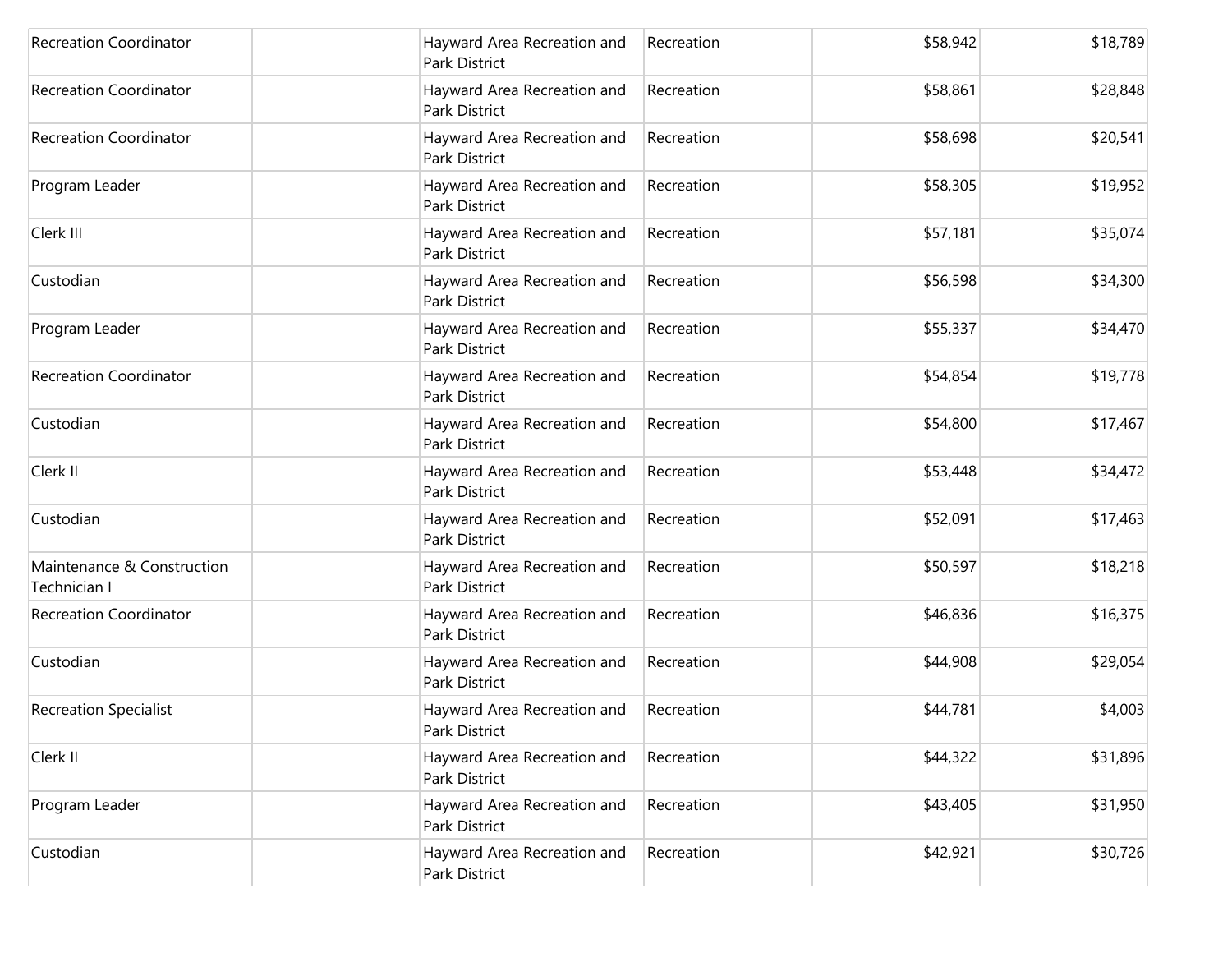| | | | | | |
|---|---|---|---|---|---|
| Recreation Coordinator | | Hayward Area Recreation and Park District | Recreation | $58,942 | $18,789 |
| Recreation Coordinator | | Hayward Area Recreation and Park District | Recreation | $58,861 | $28,848 |
| Recreation Coordinator | | Hayward Area Recreation and Park District | Recreation | $58,698 | $20,541 |
| Program Leader | | Hayward Area Recreation and Park District | Recreation | $58,305 | $19,952 |
| Clerk III | | Hayward Area Recreation and Park District | Recreation | $57,181 | $35,074 |
| Custodian | | Hayward Area Recreation and Park District | Recreation | $56,598 | $34,300 |
| Program Leader | | Hayward Area Recreation and Park District | Recreation | $55,337 | $34,470 |
| Recreation Coordinator | | Hayward Area Recreation and Park District | Recreation | $54,854 | $19,778 |
| Custodian | | Hayward Area Recreation and Park District | Recreation | $54,800 | $17,467 |
| Clerk II | | Hayward Area Recreation and Park District | Recreation | $53,448 | $34,472 |
| Custodian | | Hayward Area Recreation and Park District | Recreation | $52,091 | $17,463 |
| Maintenance & Construction Technician I | | Hayward Area Recreation and Park District | Recreation | $50,597 | $18,218 |
| Recreation Coordinator | | Hayward Area Recreation and Park District | Recreation | $46,836 | $16,375 |
| Custodian | | Hayward Area Recreation and Park District | Recreation | $44,908 | $29,054 |
| Recreation Specialist | | Hayward Area Recreation and Park District | Recreation | $44,781 | $4,003 |
| Clerk II | | Hayward Area Recreation and Park District | Recreation | $44,322 | $31,896 |
| Program Leader | | Hayward Area Recreation and Park District | Recreation | $43,405 | $31,950 |
| Custodian | | Hayward Area Recreation and Park District | Recreation | $42,921 | $30,726 |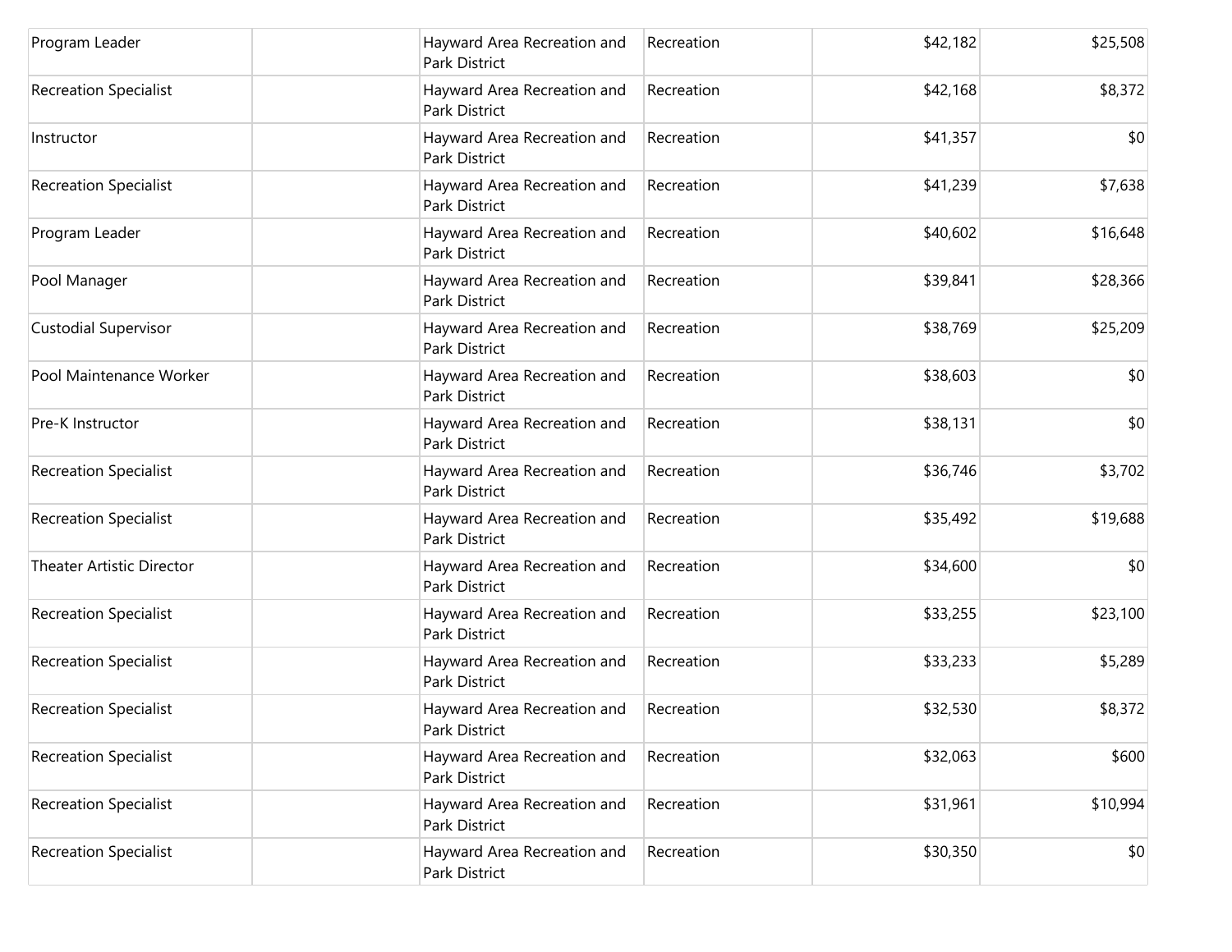| | | | | | |
|---|---|---|---|---|---|
| Program Leader | | Hayward Area Recreation and Park District | Recreation | $42,182 | $25,508 |
| Recreation Specialist | | Hayward Area Recreation and Park District | Recreation | $42,168 | $8,372 |
| Instructor | | Hayward Area Recreation and Park District | Recreation | $41,357 | $0 |
| Recreation Specialist | | Hayward Area Recreation and Park District | Recreation | $41,239 | $7,638 |
| Program Leader | | Hayward Area Recreation and Park District | Recreation | $40,602 | $16,648 |
| Pool Manager | | Hayward Area Recreation and Park District | Recreation | $39,841 | $28,366 |
| Custodial Supervisor | | Hayward Area Recreation and Park District | Recreation | $38,769 | $25,209 |
| Pool Maintenance Worker | | Hayward Area Recreation and Park District | Recreation | $38,603 | $0 |
| Pre-K Instructor | | Hayward Area Recreation and Park District | Recreation | $38,131 | $0 |
| Recreation Specialist | | Hayward Area Recreation and Park District | Recreation | $36,746 | $3,702 |
| Recreation Specialist | | Hayward Area Recreation and Park District | Recreation | $35,492 | $19,688 |
| Theater Artistic Director | | Hayward Area Recreation and Park District | Recreation | $34,600 | $0 |
| Recreation Specialist | | Hayward Area Recreation and Park District | Recreation | $33,255 | $23,100 |
| Recreation Specialist | | Hayward Area Recreation and Park District | Recreation | $33,233 | $5,289 |
| Recreation Specialist | | Hayward Area Recreation and Park District | Recreation | $32,530 | $8,372 |
| Recreation Specialist | | Hayward Area Recreation and Park District | Recreation | $32,063 | $600 |
| Recreation Specialist | | Hayward Area Recreation and Park District | Recreation | $31,961 | $10,994 |
| Recreation Specialist | | Hayward Area Recreation and Park District | Recreation | $30,350 | $0 |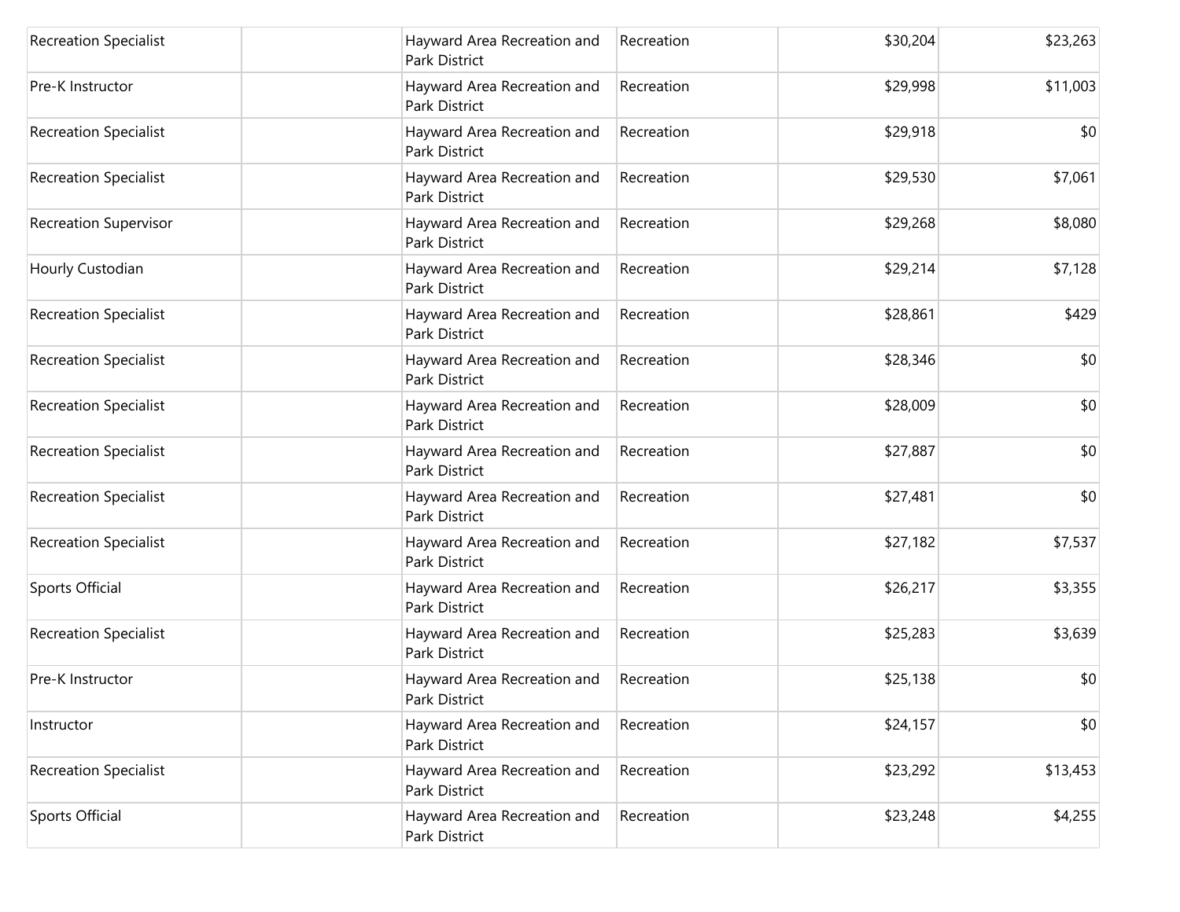| Recreation Specialist | | Hayward Area Recreation and Park District | Recreation | $30,204 | $23,263 |
|---|---|---|---|---|---|
| Pre-K Instructor | | Hayward Area Recreation and Park District | Recreation | $29,998 | $11,003 |
| Recreation Specialist | | Hayward Area Recreation and Park District | Recreation | $29,918 | $0 |
| Recreation Specialist | | Hayward Area Recreation and Park District | Recreation | $29,530 | $7,061 |
| Recreation Supervisor | | Hayward Area Recreation and Park District | Recreation | $29,268 | $8,080 |
| Hourly Custodian | | Hayward Area Recreation and Park District | Recreation | $29,214 | $7,128 |
| Recreation Specialist | | Hayward Area Recreation and Park District | Recreation | $28,861 | $429 |
| Recreation Specialist | | Hayward Area Recreation and Park District | Recreation | $28,346 | $0 |
| Recreation Specialist | | Hayward Area Recreation and Park District | Recreation | $28,009 | $0 |
| Recreation Specialist | | Hayward Area Recreation and Park District | Recreation | $27,887 | $0 |
| Recreation Specialist | | Hayward Area Recreation and Park District | Recreation | $27,481 | $0 |
| Recreation Specialist | | Hayward Area Recreation and Park District | Recreation | $27,182 | $7,537 |
| Sports Official | | Hayward Area Recreation and Park District | Recreation | $26,217 | $3,355 |
| Recreation Specialist | | Hayward Area Recreation and Park District | Recreation | $25,283 | $3,639 |
| Pre-K Instructor | | Hayward Area Recreation and Park District | Recreation | $25,138 | $0 |
| Instructor | | Hayward Area Recreation and Park District | Recreation | $24,157 | $0 |
| Recreation Specialist | | Hayward Area Recreation and Park District | Recreation | $23,292 | $13,453 |
| Sports Official | | Hayward Area Recreation and Park District | Recreation | $23,248 | $4,255 |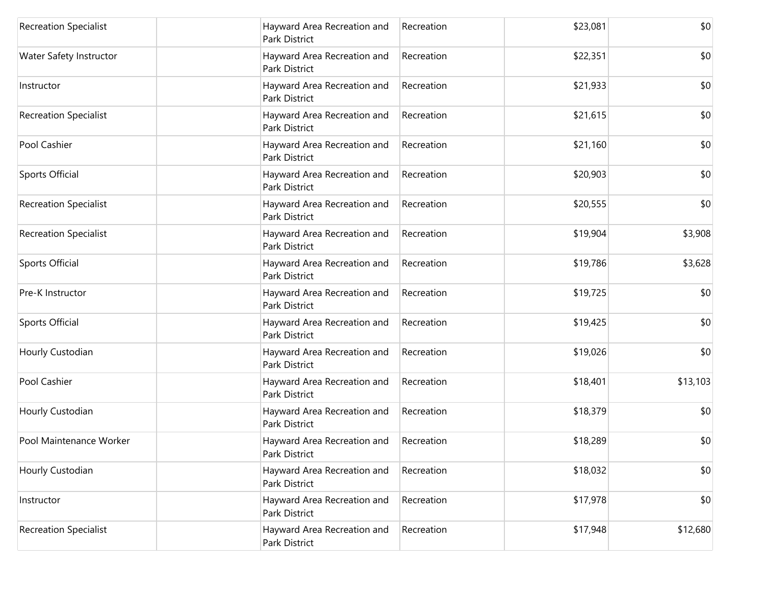| | | | | | |
|---|---|---|---|---|---|
| Recreation Specialist | | Hayward Area Recreation and Park District | Recreation | $23,081 | $0 |
| Water Safety Instructor | | Hayward Area Recreation and Park District | Recreation | $22,351 | $0 |
| Instructor | | Hayward Area Recreation and Park District | Recreation | $21,933 | $0 |
| Recreation Specialist | | Hayward Area Recreation and Park District | Recreation | $21,615 | $0 |
| Pool Cashier | | Hayward Area Recreation and Park District | Recreation | $21,160 | $0 |
| Sports Official | | Hayward Area Recreation and Park District | Recreation | $20,903 | $0 |
| Recreation Specialist | | Hayward Area Recreation and Park District | Recreation | $20,555 | $0 |
| Recreation Specialist | | Hayward Area Recreation and Park District | Recreation | $19,904 | $3,908 |
| Sports Official | | Hayward Area Recreation and Park District | Recreation | $19,786 | $3,628 |
| Pre-K Instructor | | Hayward Area Recreation and Park District | Recreation | $19,725 | $0 |
| Sports Official | | Hayward Area Recreation and Park District | Recreation | $19,425 | $0 |
| Hourly Custodian | | Hayward Area Recreation and Park District | Recreation | $19,026 | $0 |
| Pool Cashier | | Hayward Area Recreation and Park District | Recreation | $18,401 | $13,103 |
| Hourly Custodian | | Hayward Area Recreation and Park District | Recreation | $18,379 | $0 |
| Pool Maintenance Worker | | Hayward Area Recreation and Park District | Recreation | $18,289 | $0 |
| Hourly Custodian | | Hayward Area Recreation and Park District | Recreation | $18,032 | $0 |
| Instructor | | Hayward Area Recreation and Park District | Recreation | $17,978 | $0 |
| Recreation Specialist | | Hayward Area Recreation and Park District | Recreation | $17,948 | $12,680 |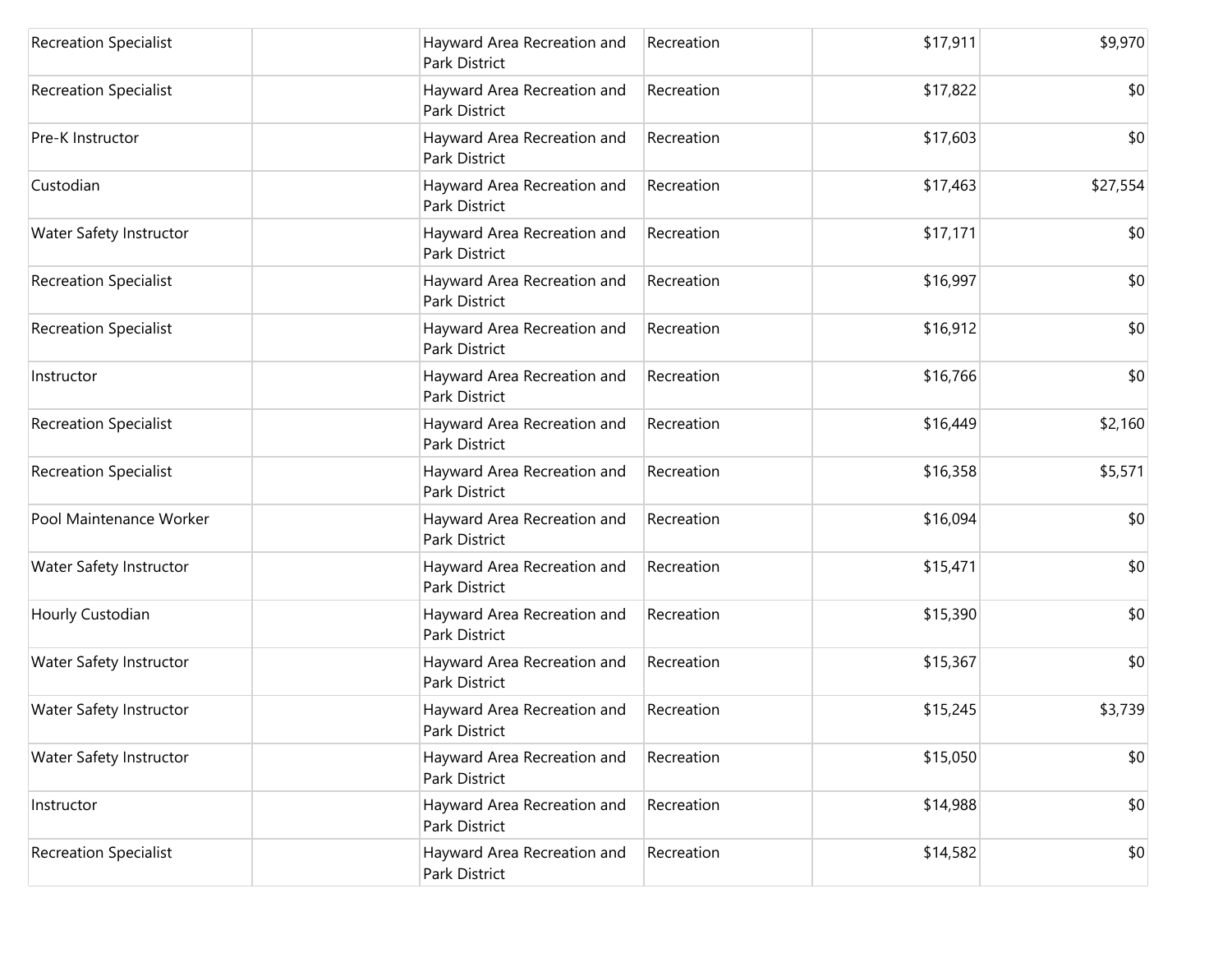| | | | | | |
|---|---|---|---|---|---|
| Recreation Specialist | | Hayward Area Recreation and Park District | Recreation | $17,911 | $9,970 |
| Recreation Specialist | | Hayward Area Recreation and Park District | Recreation | $17,822 | $0 |
| Pre-K Instructor | | Hayward Area Recreation and Park District | Recreation | $17,603 | $0 |
| Custodian | | Hayward Area Recreation and Park District | Recreation | $17,463 | $27,554 |
| Water Safety Instructor | | Hayward Area Recreation and Park District | Recreation | $17,171 | $0 |
| Recreation Specialist | | Hayward Area Recreation and Park District | Recreation | $16,997 | $0 |
| Recreation Specialist | | Hayward Area Recreation and Park District | Recreation | $16,912 | $0 |
| Instructor | | Hayward Area Recreation and Park District | Recreation | $16,766 | $0 |
| Recreation Specialist | | Hayward Area Recreation and Park District | Recreation | $16,449 | $2,160 |
| Recreation Specialist | | Hayward Area Recreation and Park District | Recreation | $16,358 | $5,571 |
| Pool Maintenance Worker | | Hayward Area Recreation and Park District | Recreation | $16,094 | $0 |
| Water Safety Instructor | | Hayward Area Recreation and Park District | Recreation | $15,471 | $0 |
| Hourly Custodian | | Hayward Area Recreation and Park District | Recreation | $15,390 | $0 |
| Water Safety Instructor | | Hayward Area Recreation and Park District | Recreation | $15,367 | $0 |
| Water Safety Instructor | | Hayward Area Recreation and Park District | Recreation | $15,245 | $3,739 |
| Water Safety Instructor | | Hayward Area Recreation and Park District | Recreation | $15,050 | $0 |
| Instructor | | Hayward Area Recreation and Park District | Recreation | $14,988 | $0 |
| Recreation Specialist | | Hayward Area Recreation and Park District | Recreation | $14,582 | $0 |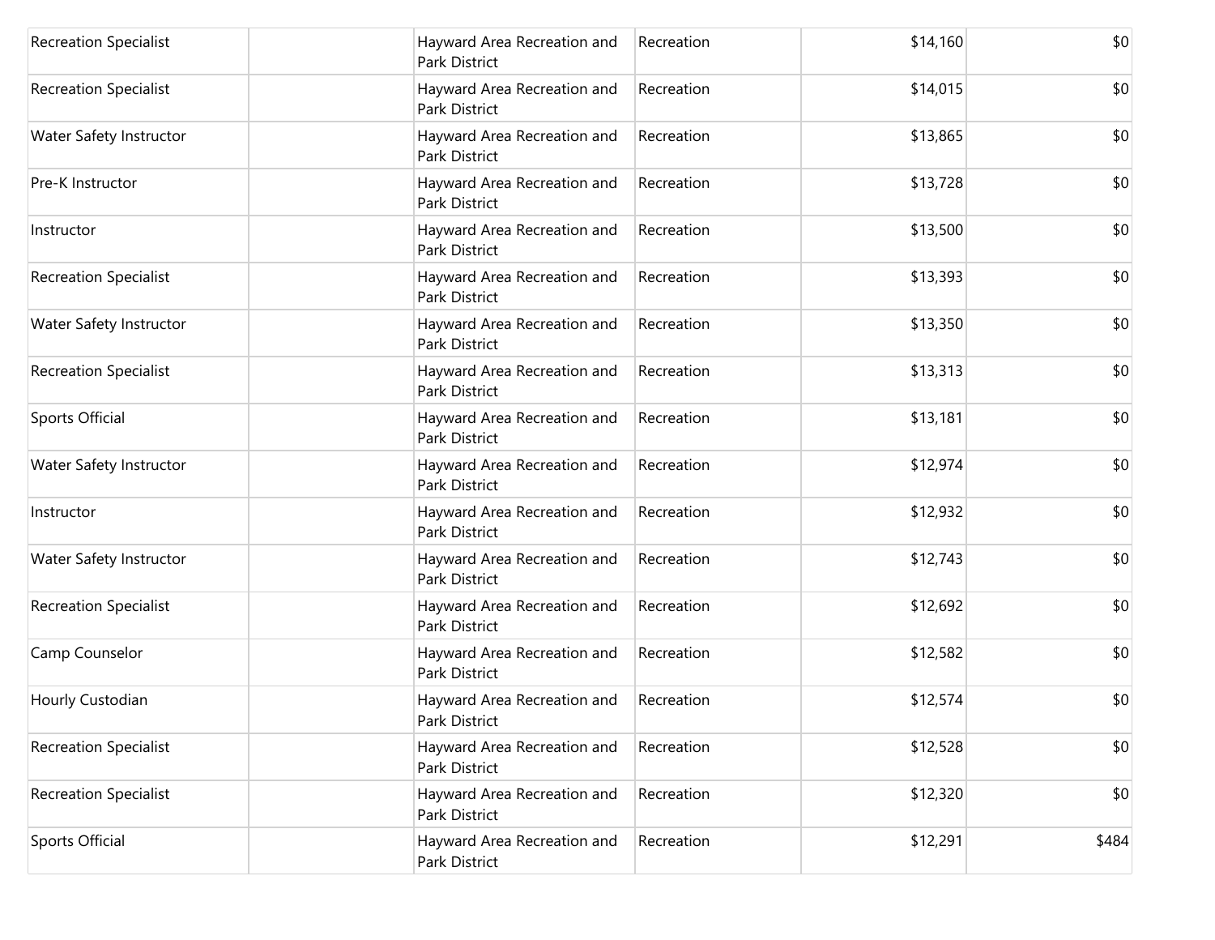| | | | | | |
|---|---|---|---|---|---|
| Recreation Specialist | | Hayward Area Recreation and Park District | Recreation | $14,160 | $0 |
| Recreation Specialist | | Hayward Area Recreation and Park District | Recreation | $14,015 | $0 |
| Water Safety Instructor | | Hayward Area Recreation and Park District | Recreation | $13,865 | $0 |
| Pre-K Instructor | | Hayward Area Recreation and Park District | Recreation | $13,728 | $0 |
| Instructor | | Hayward Area Recreation and Park District | Recreation | $13,500 | $0 |
| Recreation Specialist | | Hayward Area Recreation and Park District | Recreation | $13,393 | $0 |
| Water Safety Instructor | | Hayward Area Recreation and Park District | Recreation | $13,350 | $0 |
| Recreation Specialist | | Hayward Area Recreation and Park District | Recreation | $13,313 | $0 |
| Sports Official | | Hayward Area Recreation and Park District | Recreation | $13,181 | $0 |
| Water Safety Instructor | | Hayward Area Recreation and Park District | Recreation | $12,974 | $0 |
| Instructor | | Hayward Area Recreation and Park District | Recreation | $12,932 | $0 |
| Water Safety Instructor | | Hayward Area Recreation and Park District | Recreation | $12,743 | $0 |
| Recreation Specialist | | Hayward Area Recreation and Park District | Recreation | $12,692 | $0 |
| Camp Counselor | | Hayward Area Recreation and Park District | Recreation | $12,582 | $0 |
| Hourly Custodian | | Hayward Area Recreation and Park District | Recreation | $12,574 | $0 |
| Recreation Specialist | | Hayward Area Recreation and Park District | Recreation | $12,528 | $0 |
| Recreation Specialist | | Hayward Area Recreation and Park District | Recreation | $12,320 | $0 |
| Sports Official | | Hayward Area Recreation and Park District | Recreation | $12,291 | $484 |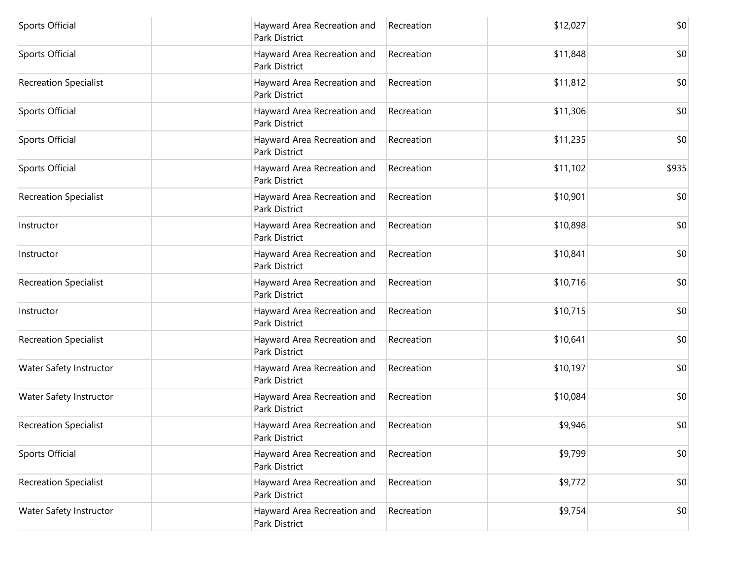| | | | | | |
|---|---|---|---|---|---|
| Sports Official | | Hayward Area Recreation and Park District | Recreation | $12,027 | $0 |
| Sports Official | | Hayward Area Recreation and Park District | Recreation | $11,848 | $0 |
| Recreation Specialist | | Hayward Area Recreation and Park District | Recreation | $11,812 | $0 |
| Sports Official | | Hayward Area Recreation and Park District | Recreation | $11,306 | $0 |
| Sports Official | | Hayward Area Recreation and Park District | Recreation | $11,235 | $0 |
| Sports Official | | Hayward Area Recreation and Park District | Recreation | $11,102 | $935 |
| Recreation Specialist | | Hayward Area Recreation and Park District | Recreation | $10,901 | $0 |
| Instructor | | Hayward Area Recreation and Park District | Recreation | $10,898 | $0 |
| Instructor | | Hayward Area Recreation and Park District | Recreation | $10,841 | $0 |
| Recreation Specialist | | Hayward Area Recreation and Park District | Recreation | $10,716 | $0 |
| Instructor | | Hayward Area Recreation and Park District | Recreation | $10,715 | $0 |
| Recreation Specialist | | Hayward Area Recreation and Park District | Recreation | $10,641 | $0 |
| Water Safety Instructor | | Hayward Area Recreation and Park District | Recreation | $10,197 | $0 |
| Water Safety Instructor | | Hayward Area Recreation and Park District | Recreation | $10,084 | $0 |
| Recreation Specialist | | Hayward Area Recreation and Park District | Recreation | $9,946 | $0 |
| Sports Official | | Hayward Area Recreation and Park District | Recreation | $9,799 | $0 |
| Recreation Specialist | | Hayward Area Recreation and Park District | Recreation | $9,772 | $0 |
| Water Safety Instructor | | Hayward Area Recreation and Park District | Recreation | $9,754 | $0 |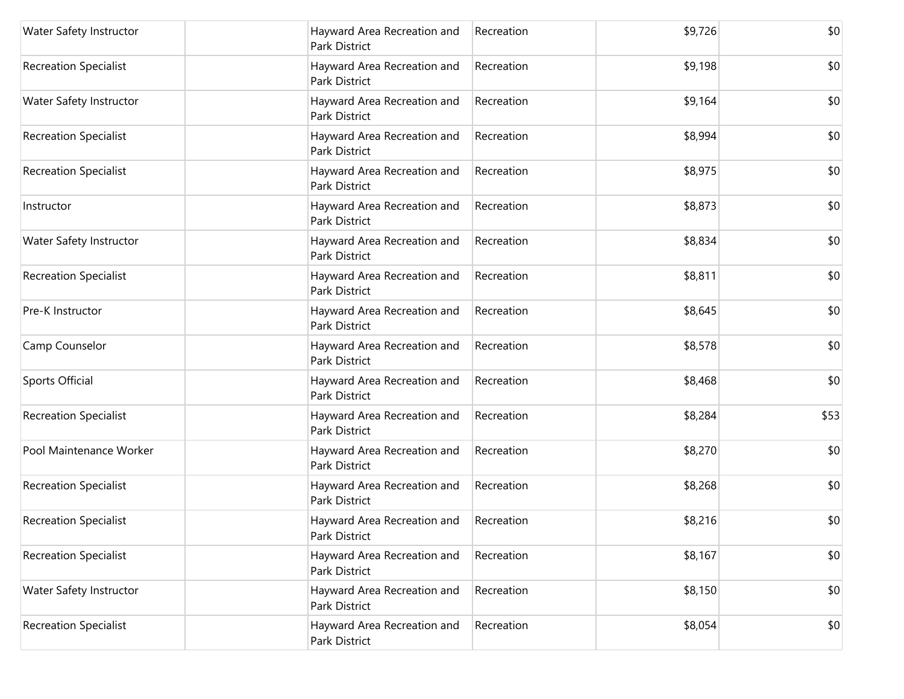| | | | | | |
|---|---|---|---|---|---|
| Water Safety Instructor | | Hayward Area Recreation and Park District | Recreation | $9,726 | $0 |
| Recreation Specialist | | Hayward Area Recreation and Park District | Recreation | $9,198 | $0 |
| Water Safety Instructor | | Hayward Area Recreation and Park District | Recreation | $9,164 | $0 |
| Recreation Specialist | | Hayward Area Recreation and Park District | Recreation | $8,994 | $0 |
| Recreation Specialist | | Hayward Area Recreation and Park District | Recreation | $8,975 | $0 |
| Instructor | | Hayward Area Recreation and Park District | Recreation | $8,873 | $0 |
| Water Safety Instructor | | Hayward Area Recreation and Park District | Recreation | $8,834 | $0 |
| Recreation Specialist | | Hayward Area Recreation and Park District | Recreation | $8,811 | $0 |
| Pre-K Instructor | | Hayward Area Recreation and Park District | Recreation | $8,645 | $0 |
| Camp Counselor | | Hayward Area Recreation and Park District | Recreation | $8,578 | $0 |
| Sports Official | | Hayward Area Recreation and Park District | Recreation | $8,468 | $0 |
| Recreation Specialist | | Hayward Area Recreation and Park District | Recreation | $8,284 | $53 |
| Pool Maintenance Worker | | Hayward Area Recreation and Park District | Recreation | $8,270 | $0 |
| Recreation Specialist | | Hayward Area Recreation and Park District | Recreation | $8,268 | $0 |
| Recreation Specialist | | Hayward Area Recreation and Park District | Recreation | $8,216 | $0 |
| Recreation Specialist | | Hayward Area Recreation and Park District | Recreation | $8,167 | $0 |
| Water Safety Instructor | | Hayward Area Recreation and Park District | Recreation | $8,150 | $0 |
| Recreation Specialist | | Hayward Area Recreation and Park District | Recreation | $8,054 | $0 |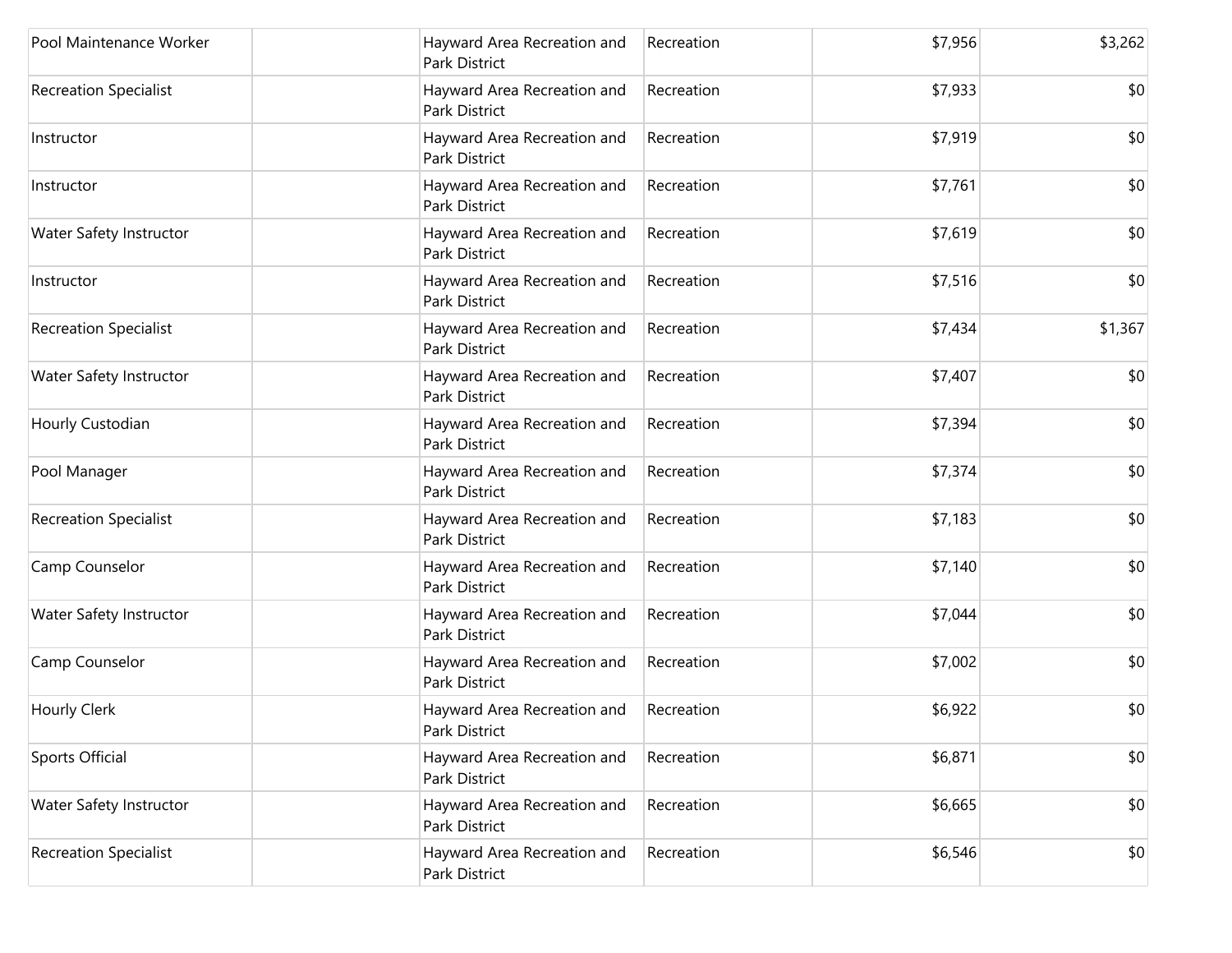| | | | | | |
|---|---|---|---|---|---|
| Pool Maintenance Worker | | Hayward Area Recreation and Park District | Recreation | $7,956 | $3,262 |
| Recreation Specialist | | Hayward Area Recreation and Park District | Recreation | $7,933 | $0 |
| Instructor | | Hayward Area Recreation and Park District | Recreation | $7,919 | $0 |
| Instructor | | Hayward Area Recreation and Park District | Recreation | $7,761 | $0 |
| Water Safety Instructor | | Hayward Area Recreation and Park District | Recreation | $7,619 | $0 |
| Instructor | | Hayward Area Recreation and Park District | Recreation | $7,516 | $0 |
| Recreation Specialist | | Hayward Area Recreation and Park District | Recreation | $7,434 | $1,367 |
| Water Safety Instructor | | Hayward Area Recreation and Park District | Recreation | $7,407 | $0 |
| Hourly Custodian | | Hayward Area Recreation and Park District | Recreation | $7,394 | $0 |
| Pool Manager | | Hayward Area Recreation and Park District | Recreation | $7,374 | $0 |
| Recreation Specialist | | Hayward Area Recreation and Park District | Recreation | $7,183 | $0 |
| Camp Counselor | | Hayward Area Recreation and Park District | Recreation | $7,140 | $0 |
| Water Safety Instructor | | Hayward Area Recreation and Park District | Recreation | $7,044 | $0 |
| Camp Counselor | | Hayward Area Recreation and Park District | Recreation | $7,002 | $0 |
| Hourly Clerk | | Hayward Area Recreation and Park District | Recreation | $6,922 | $0 |
| Sports Official | | Hayward Area Recreation and Park District | Recreation | $6,871 | $0 |
| Water Safety Instructor | | Hayward Area Recreation and Park District | Recreation | $6,665 | $0 |
| Recreation Specialist | | Hayward Area Recreation and Park District | Recreation | $6,546 | $0 |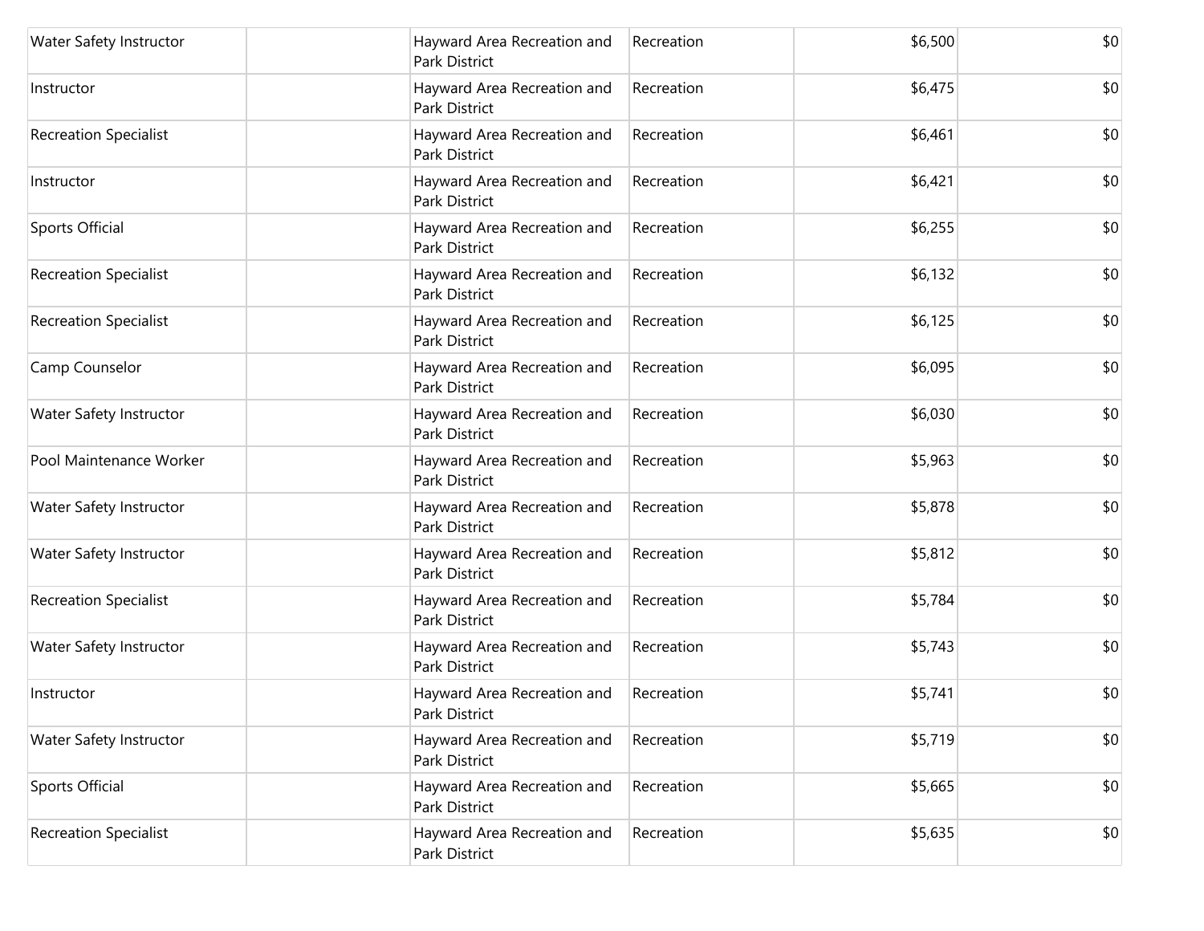| | | | | | |
|---|---|---|---|---|---|
| Water Safety Instructor | | Hayward Area Recreation and Park District | Recreation | $6,500 | $0 |
| Instructor | | Hayward Area Recreation and Park District | Recreation | $6,475 | $0 |
| Recreation Specialist | | Hayward Area Recreation and Park District | Recreation | $6,461 | $0 |
| Instructor | | Hayward Area Recreation and Park District | Recreation | $6,421 | $0 |
| Sports Official | | Hayward Area Recreation and Park District | Recreation | $6,255 | $0 |
| Recreation Specialist | | Hayward Area Recreation and Park District | Recreation | $6,132 | $0 |
| Recreation Specialist | | Hayward Area Recreation and Park District | Recreation | $6,125 | $0 |
| Camp Counselor | | Hayward Area Recreation and Park District | Recreation | $6,095 | $0 |
| Water Safety Instructor | | Hayward Area Recreation and Park District | Recreation | $6,030 | $0 |
| Pool Maintenance Worker | | Hayward Area Recreation and Park District | Recreation | $5,963 | $0 |
| Water Safety Instructor | | Hayward Area Recreation and Park District | Recreation | $5,878 | $0 |
| Water Safety Instructor | | Hayward Area Recreation and Park District | Recreation | $5,812 | $0 |
| Recreation Specialist | | Hayward Area Recreation and Park District | Recreation | $5,784 | $0 |
| Water Safety Instructor | | Hayward Area Recreation and Park District | Recreation | $5,743 | $0 |
| Instructor | | Hayward Area Recreation and Park District | Recreation | $5,741 | $0 |
| Water Safety Instructor | | Hayward Area Recreation and Park District | Recreation | $5,719 | $0 |
| Sports Official | | Hayward Area Recreation and Park District | Recreation | $5,665 | $0 |
| Recreation Specialist | | Hayward Area Recreation and Park District | Recreation | $5,635 | $0 |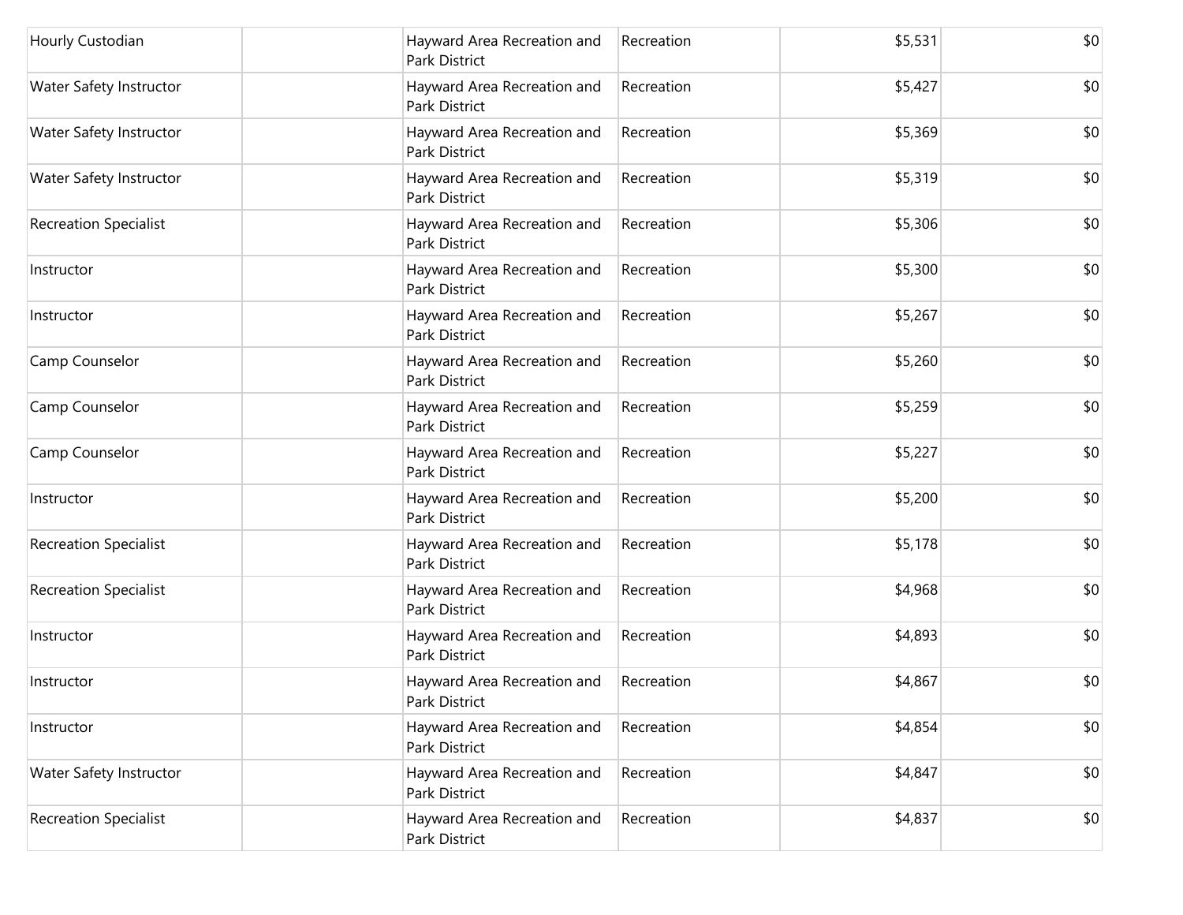| | | | | | |
|---|---|---|---|---|---|
| Hourly Custodian | | Hayward Area Recreation and Park District | Recreation | $5,531 | $0 |
| Water Safety Instructor | | Hayward Area Recreation and Park District | Recreation | $5,427 | $0 |
| Water Safety Instructor | | Hayward Area Recreation and Park District | Recreation | $5,369 | $0 |
| Water Safety Instructor | | Hayward Area Recreation and Park District | Recreation | $5,319 | $0 |
| Recreation Specialist | | Hayward Area Recreation and Park District | Recreation | $5,306 | $0 |
| Instructor | | Hayward Area Recreation and Park District | Recreation | $5,300 | $0 |
| Instructor | | Hayward Area Recreation and Park District | Recreation | $5,267 | $0 |
| Camp Counselor | | Hayward Area Recreation and Park District | Recreation | $5,260 | $0 |
| Camp Counselor | | Hayward Area Recreation and Park District | Recreation | $5,259 | $0 |
| Camp Counselor | | Hayward Area Recreation and Park District | Recreation | $5,227 | $0 |
| Instructor | | Hayward Area Recreation and Park District | Recreation | $5,200 | $0 |
| Recreation Specialist | | Hayward Area Recreation and Park District | Recreation | $5,178 | $0 |
| Recreation Specialist | | Hayward Area Recreation and Park District | Recreation | $4,968 | $0 |
| Instructor | | Hayward Area Recreation and Park District | Recreation | $4,893 | $0 |
| Instructor | | Hayward Area Recreation and Park District | Recreation | $4,867 | $0 |
| Instructor | | Hayward Area Recreation and Park District | Recreation | $4,854 | $0 |
| Water Safety Instructor | | Hayward Area Recreation and Park District | Recreation | $4,847 | $0 |
| Recreation Specialist | | Hayward Area Recreation and Park District | Recreation | $4,837 | $0 |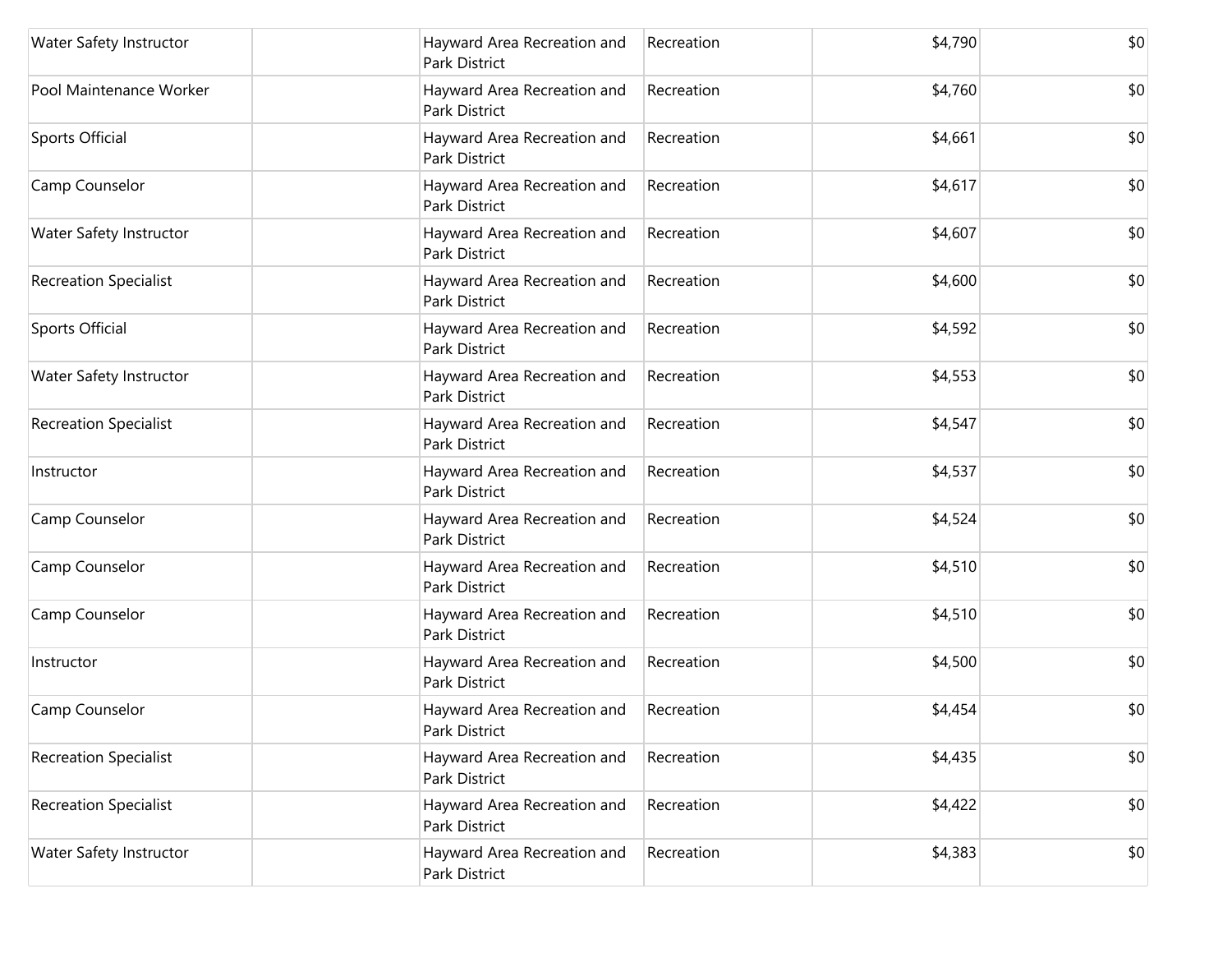| | | | | | |
|---|---|---|---|---|---|
| Water Safety Instructor | | Hayward Area Recreation and Park District | Recreation | $4,790 | $0 |
| Pool Maintenance Worker | | Hayward Area Recreation and Park District | Recreation | $4,760 | $0 |
| Sports Official | | Hayward Area Recreation and Park District | Recreation | $4,661 | $0 |
| Camp Counselor | | Hayward Area Recreation and Park District | Recreation | $4,617 | $0 |
| Water Safety Instructor | | Hayward Area Recreation and Park District | Recreation | $4,607 | $0 |
| Recreation Specialist | | Hayward Area Recreation and Park District | Recreation | $4,600 | $0 |
| Sports Official | | Hayward Area Recreation and Park District | Recreation | $4,592 | $0 |
| Water Safety Instructor | | Hayward Area Recreation and Park District | Recreation | $4,553 | $0 |
| Recreation Specialist | | Hayward Area Recreation and Park District | Recreation | $4,547 | $0 |
| Instructor | | Hayward Area Recreation and Park District | Recreation | $4,537 | $0 |
| Camp Counselor | | Hayward Area Recreation and Park District | Recreation | $4,524 | $0 |
| Camp Counselor | | Hayward Area Recreation and Park District | Recreation | $4,510 | $0 |
| Camp Counselor | | Hayward Area Recreation and Park District | Recreation | $4,510 | $0 |
| Instructor | | Hayward Area Recreation and Park District | Recreation | $4,500 | $0 |
| Camp Counselor | | Hayward Area Recreation and Park District | Recreation | $4,454 | $0 |
| Recreation Specialist | | Hayward Area Recreation and Park District | Recreation | $4,435 | $0 |
| Recreation Specialist | | Hayward Area Recreation and Park District | Recreation | $4,422 | $0 |
| Water Safety Instructor | | Hayward Area Recreation and Park District | Recreation | $4,383 | $0 |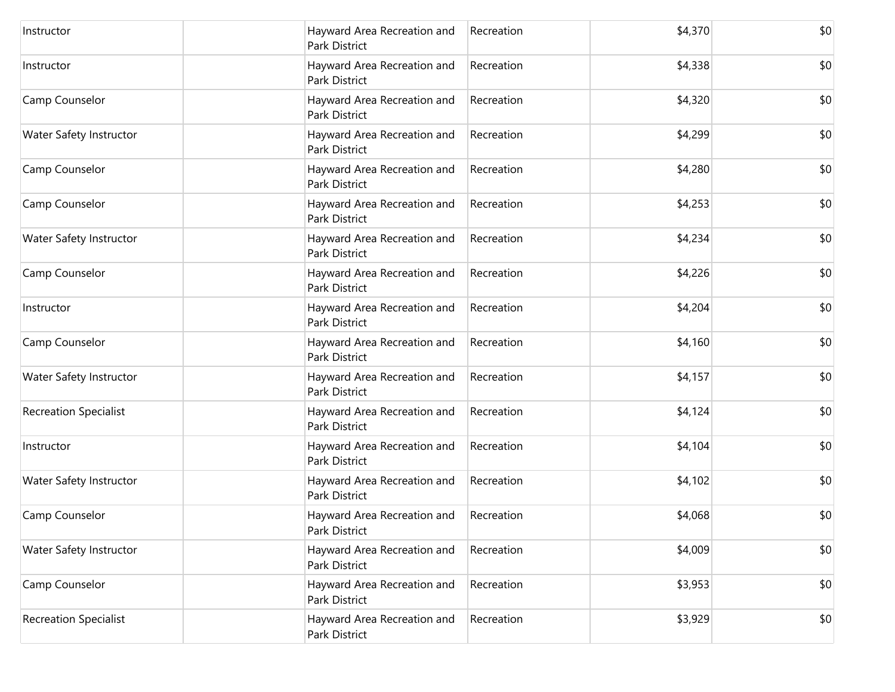| | | | | | |
|---|---|---|---|---|---|
| Instructor | | Hayward Area Recreation and Park District | Recreation | $4,370 | $0 |
| Instructor | | Hayward Area Recreation and Park District | Recreation | $4,338 | $0 |
| Camp Counselor | | Hayward Area Recreation and Park District | Recreation | $4,320 | $0 |
| Water Safety Instructor | | Hayward Area Recreation and Park District | Recreation | $4,299 | $0 |
| Camp Counselor | | Hayward Area Recreation and Park District | Recreation | $4,280 | $0 |
| Camp Counselor | | Hayward Area Recreation and Park District | Recreation | $4,253 | $0 |
| Water Safety Instructor | | Hayward Area Recreation and Park District | Recreation | $4,234 | $0 |
| Camp Counselor | | Hayward Area Recreation and Park District | Recreation | $4,226 | $0 |
| Instructor | | Hayward Area Recreation and Park District | Recreation | $4,204 | $0 |
| Camp Counselor | | Hayward Area Recreation and Park District | Recreation | $4,160 | $0 |
| Water Safety Instructor | | Hayward Area Recreation and Park District | Recreation | $4,157 | $0 |
| Recreation Specialist | | Hayward Area Recreation and Park District | Recreation | $4,124 | $0 |
| Instructor | | Hayward Area Recreation and Park District | Recreation | $4,104 | $0 |
| Water Safety Instructor | | Hayward Area Recreation and Park District | Recreation | $4,102 | $0 |
| Camp Counselor | | Hayward Area Recreation and Park District | Recreation | $4,068 | $0 |
| Water Safety Instructor | | Hayward Area Recreation and Park District | Recreation | $4,009 | $0 |
| Camp Counselor | | Hayward Area Recreation and Park District | Recreation | $3,953 | $0 |
| Recreation Specialist | | Hayward Area Recreation and Park District | Recreation | $3,929 | $0 |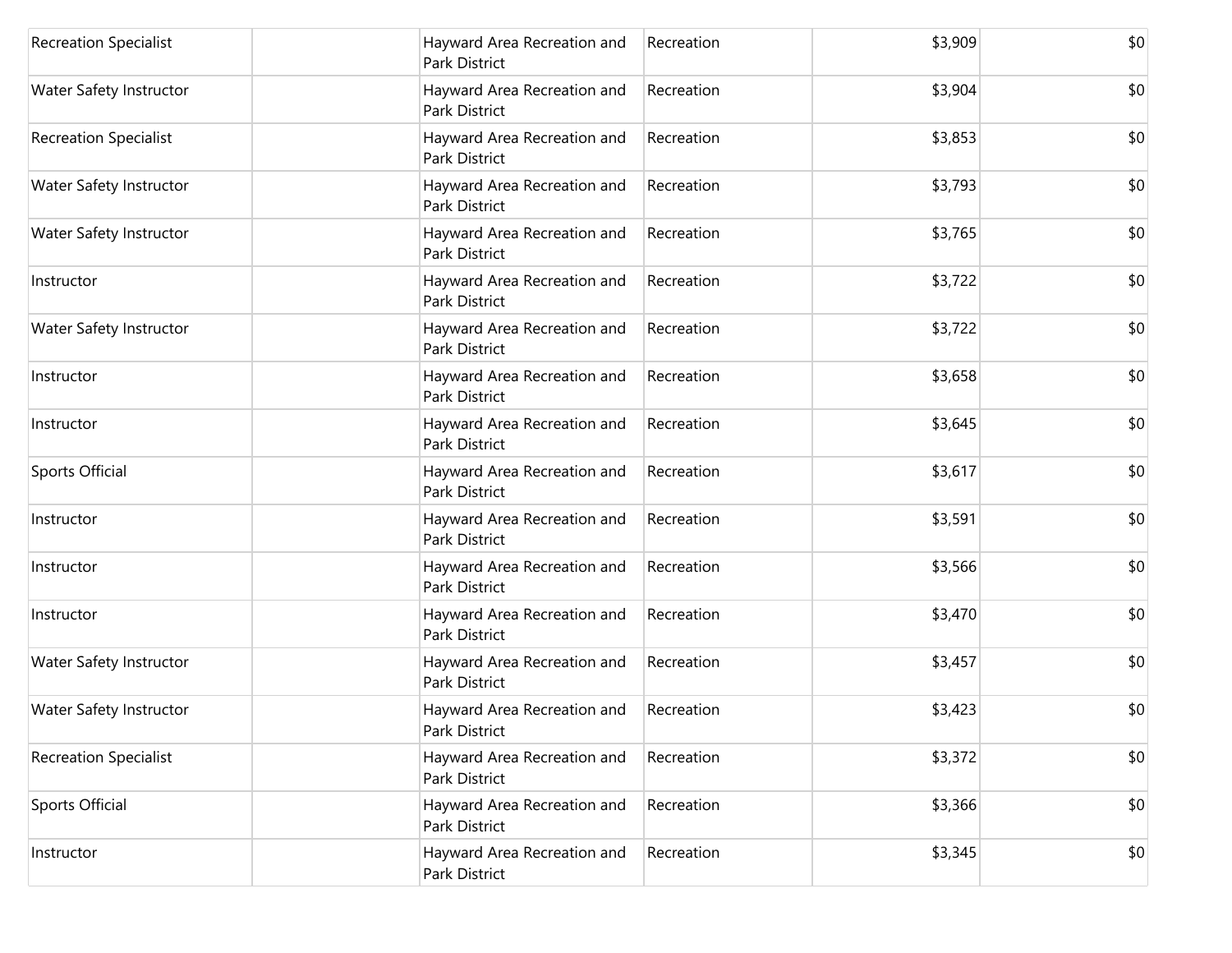| | | | | | |
|---|---|---|---|---|---|
| Recreation Specialist | | Hayward Area Recreation and Park District | Recreation | $3,909 | $0 |
| Water Safety Instructor | | Hayward Area Recreation and Park District | Recreation | $3,904 | $0 |
| Recreation Specialist | | Hayward Area Recreation and Park District | Recreation | $3,853 | $0 |
| Water Safety Instructor | | Hayward Area Recreation and Park District | Recreation | $3,793 | $0 |
| Water Safety Instructor | | Hayward Area Recreation and Park District | Recreation | $3,765 | $0 |
| Instructor | | Hayward Area Recreation and Park District | Recreation | $3,722 | $0 |
| Water Safety Instructor | | Hayward Area Recreation and Park District | Recreation | $3,722 | $0 |
| Instructor | | Hayward Area Recreation and Park District | Recreation | $3,658 | $0 |
| Instructor | | Hayward Area Recreation and Park District | Recreation | $3,645 | $0 |
| Sports Official | | Hayward Area Recreation and Park District | Recreation | $3,617 | $0 |
| Instructor | | Hayward Area Recreation and Park District | Recreation | $3,591 | $0 |
| Instructor | | Hayward Area Recreation and Park District | Recreation | $3,566 | $0 |
| Instructor | | Hayward Area Recreation and Park District | Recreation | $3,470 | $0 |
| Water Safety Instructor | | Hayward Area Recreation and Park District | Recreation | $3,457 | $0 |
| Water Safety Instructor | | Hayward Area Recreation and Park District | Recreation | $3,423 | $0 |
| Recreation Specialist | | Hayward Area Recreation and Park District | Recreation | $3,372 | $0 |
| Sports Official | | Hayward Area Recreation and Park District | Recreation | $3,366 | $0 |
| Instructor | | Hayward Area Recreation and Park District | Recreation | $3,345 | $0 |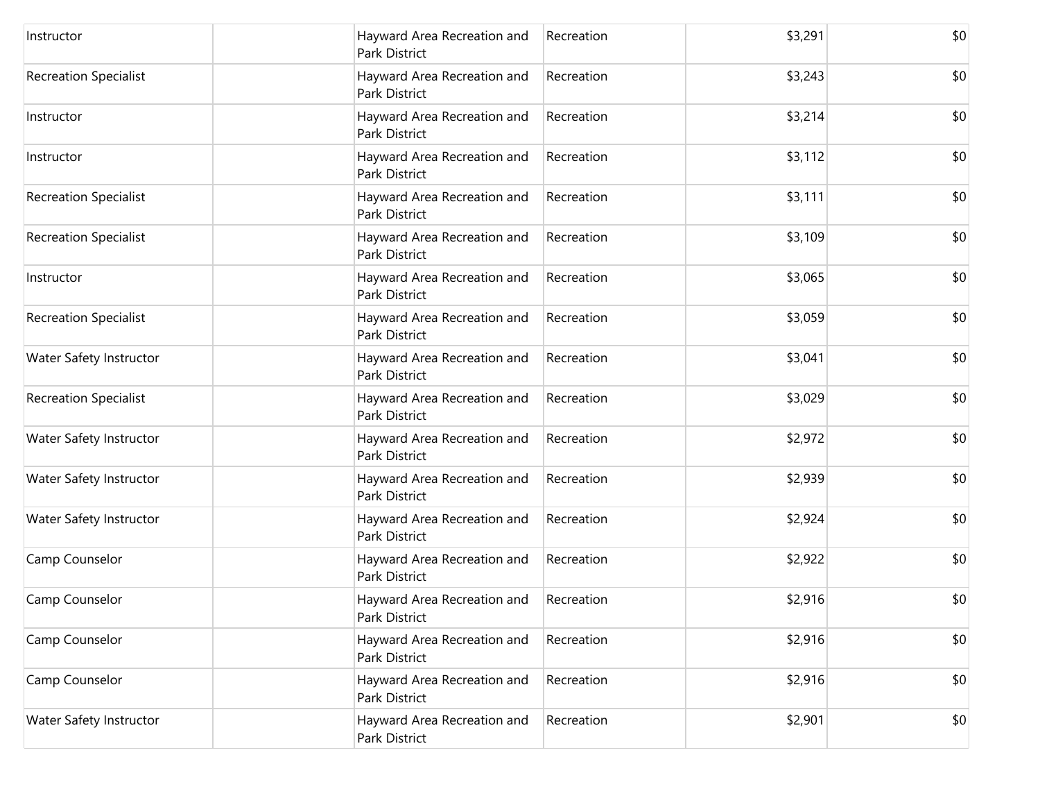| | | | | | |
|---|---|---|---|---|---|
| Instructor | | Hayward Area Recreation and Park District | Recreation | $3,291 | $0 |
| Recreation Specialist | | Hayward Area Recreation and Park District | Recreation | $3,243 | $0 |
| Instructor | | Hayward Area Recreation and Park District | Recreation | $3,214 | $0 |
| Instructor | | Hayward Area Recreation and Park District | Recreation | $3,112 | $0 |
| Recreation Specialist | | Hayward Area Recreation and Park District | Recreation | $3,111 | $0 |
| Recreation Specialist | | Hayward Area Recreation and Park District | Recreation | $3,109 | $0 |
| Instructor | | Hayward Area Recreation and Park District | Recreation | $3,065 | $0 |
| Recreation Specialist | | Hayward Area Recreation and Park District | Recreation | $3,059 | $0 |
| Water Safety Instructor | | Hayward Area Recreation and Park District | Recreation | $3,041 | $0 |
| Recreation Specialist | | Hayward Area Recreation and Park District | Recreation | $3,029 | $0 |
| Water Safety Instructor | | Hayward Area Recreation and Park District | Recreation | $2,972 | $0 |
| Water Safety Instructor | | Hayward Area Recreation and Park District | Recreation | $2,939 | $0 |
| Water Safety Instructor | | Hayward Area Recreation and Park District | Recreation | $2,924 | $0 |
| Camp Counselor | | Hayward Area Recreation and Park District | Recreation | $2,922 | $0 |
| Camp Counselor | | Hayward Area Recreation and Park District | Recreation | $2,916 | $0 |
| Camp Counselor | | Hayward Area Recreation and Park District | Recreation | $2,916 | $0 |
| Camp Counselor | | Hayward Area Recreation and Park District | Recreation | $2,916 | $0 |
| Water Safety Instructor | | Hayward Area Recreation and Park District | Recreation | $2,901 | $0 |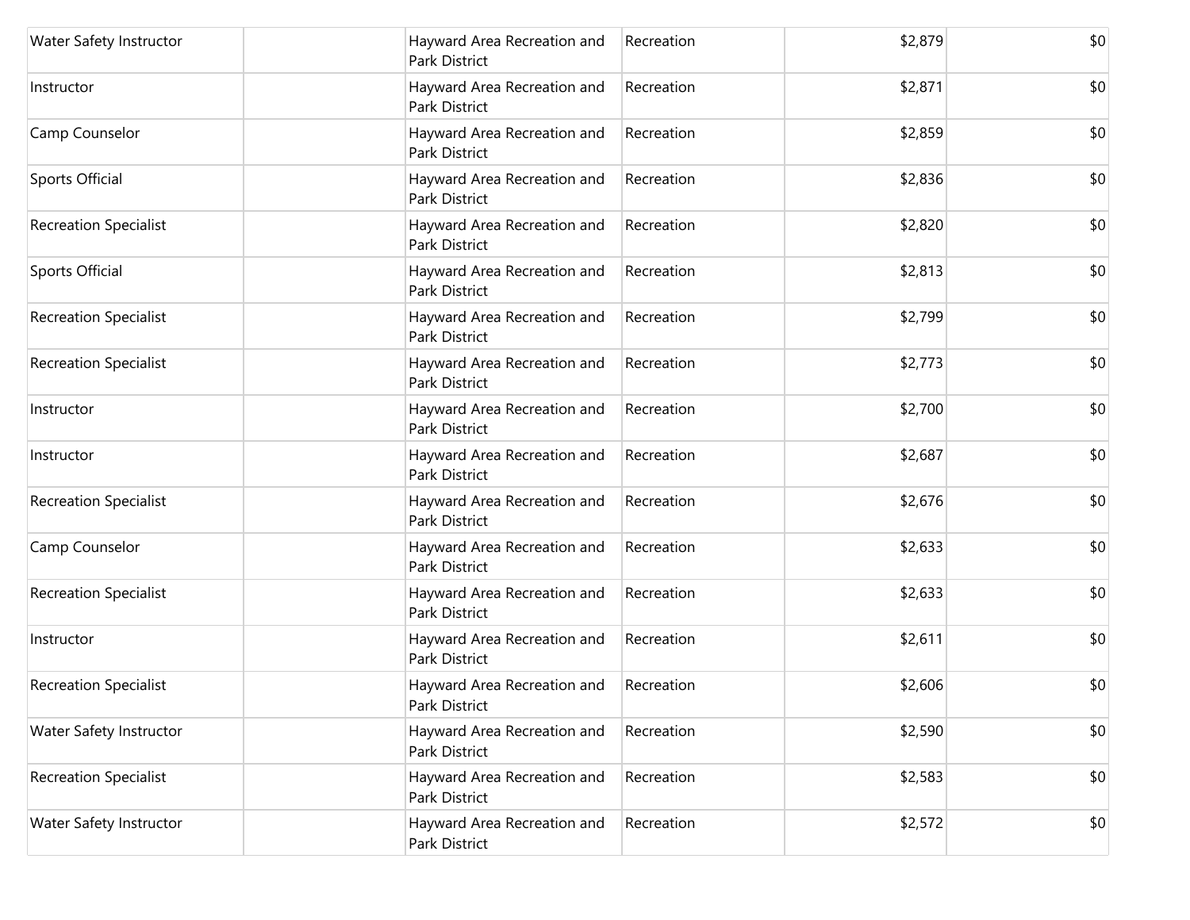| | | | | | |
|---|---|---|---|---|---|
| Water Safety Instructor | | Hayward Area Recreation and Park District | Recreation | $2,879 | $0 |
| Instructor | | Hayward Area Recreation and Park District | Recreation | $2,871 | $0 |
| Camp Counselor | | Hayward Area Recreation and Park District | Recreation | $2,859 | $0 |
| Sports Official | | Hayward Area Recreation and Park District | Recreation | $2,836 | $0 |
| Recreation Specialist | | Hayward Area Recreation and Park District | Recreation | $2,820 | $0 |
| Sports Official | | Hayward Area Recreation and Park District | Recreation | $2,813 | $0 |
| Recreation Specialist | | Hayward Area Recreation and Park District | Recreation | $2,799 | $0 |
| Recreation Specialist | | Hayward Area Recreation and Park District | Recreation | $2,773 | $0 |
| Instructor | | Hayward Area Recreation and Park District | Recreation | $2,700 | $0 |
| Instructor | | Hayward Area Recreation and Park District | Recreation | $2,687 | $0 |
| Recreation Specialist | | Hayward Area Recreation and Park District | Recreation | $2,676 | $0 |
| Camp Counselor | | Hayward Area Recreation and Park District | Recreation | $2,633 | $0 |
| Recreation Specialist | | Hayward Area Recreation and Park District | Recreation | $2,633 | $0 |
| Instructor | | Hayward Area Recreation and Park District | Recreation | $2,611 | $0 |
| Recreation Specialist | | Hayward Area Recreation and Park District | Recreation | $2,606 | $0 |
| Water Safety Instructor | | Hayward Area Recreation and Park District | Recreation | $2,590 | $0 |
| Recreation Specialist | | Hayward Area Recreation and Park District | Recreation | $2,583 | $0 |
| Water Safety Instructor | | Hayward Area Recreation and Park District | Recreation | $2,572 | $0 |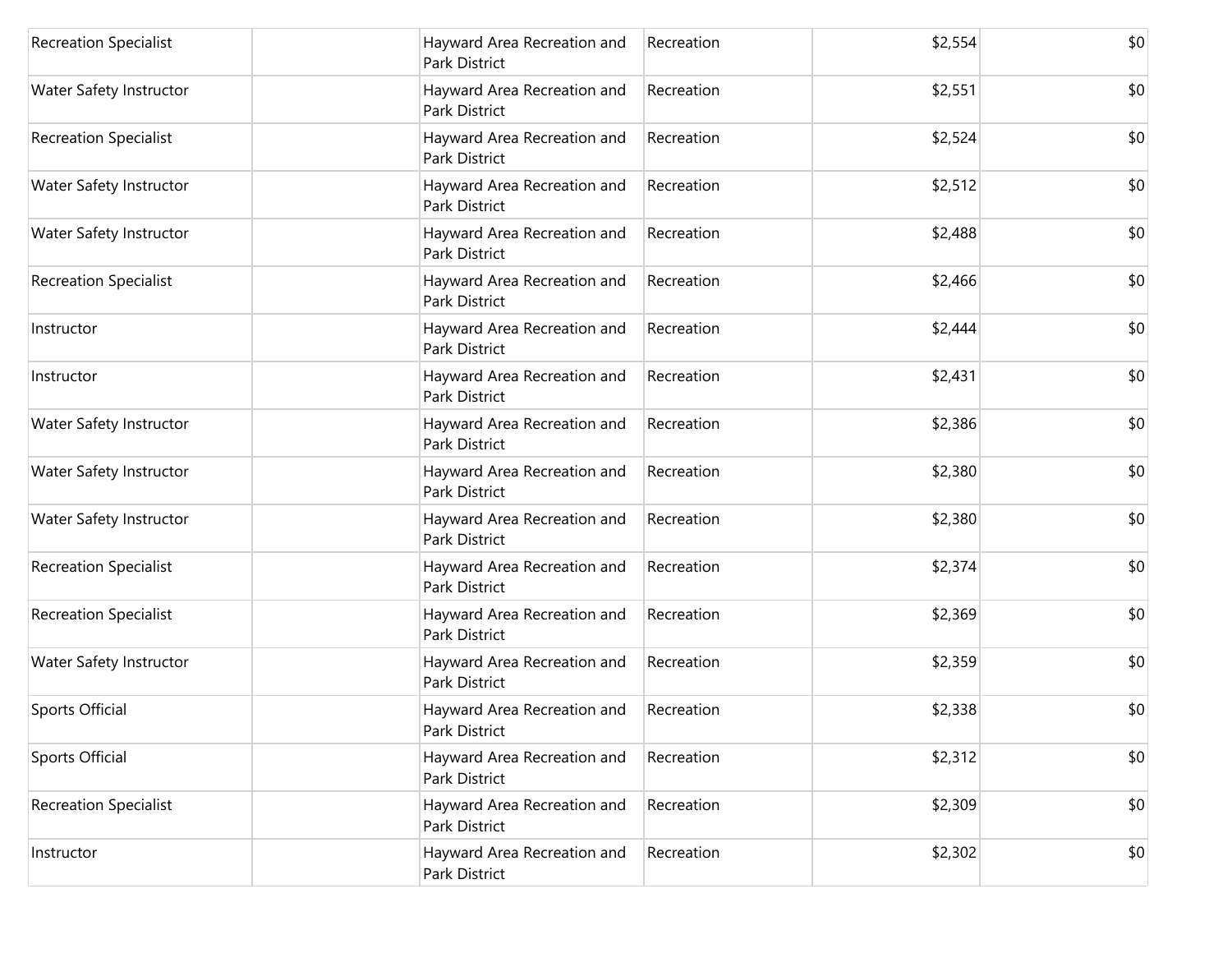| | | | | | |
|---|---|---|---|---|---|
| Recreation Specialist | | Hayward Area Recreation and Park District | Recreation | $2,554 | $0 |
| Water Safety Instructor | | Hayward Area Recreation and Park District | Recreation | $2,551 | $0 |
| Recreation Specialist | | Hayward Area Recreation and Park District | Recreation | $2,524 | $0 |
| Water Safety Instructor | | Hayward Area Recreation and Park District | Recreation | $2,512 | $0 |
| Water Safety Instructor | | Hayward Area Recreation and Park District | Recreation | $2,488 | $0 |
| Recreation Specialist | | Hayward Area Recreation and Park District | Recreation | $2,466 | $0 |
| Instructor | | Hayward Area Recreation and Park District | Recreation | $2,444 | $0 |
| Instructor | | Hayward Area Recreation and Park District | Recreation | $2,431 | $0 |
| Water Safety Instructor | | Hayward Area Recreation and Park District | Recreation | $2,386 | $0 |
| Water Safety Instructor | | Hayward Area Recreation and Park District | Recreation | $2,380 | $0 |
| Water Safety Instructor | | Hayward Area Recreation and Park District | Recreation | $2,380 | $0 |
| Recreation Specialist | | Hayward Area Recreation and Park District | Recreation | $2,374 | $0 |
| Recreation Specialist | | Hayward Area Recreation and Park District | Recreation | $2,369 | $0 |
| Water Safety Instructor | | Hayward Area Recreation and Park District | Recreation | $2,359 | $0 |
| Sports Official | | Hayward Area Recreation and Park District | Recreation | $2,338 | $0 |
| Sports Official | | Hayward Area Recreation and Park District | Recreation | $2,312 | $0 |
| Recreation Specialist | | Hayward Area Recreation and Park District | Recreation | $2,309 | $0 |
| Instructor | | Hayward Area Recreation and Park District | Recreation | $2,302 | $0 |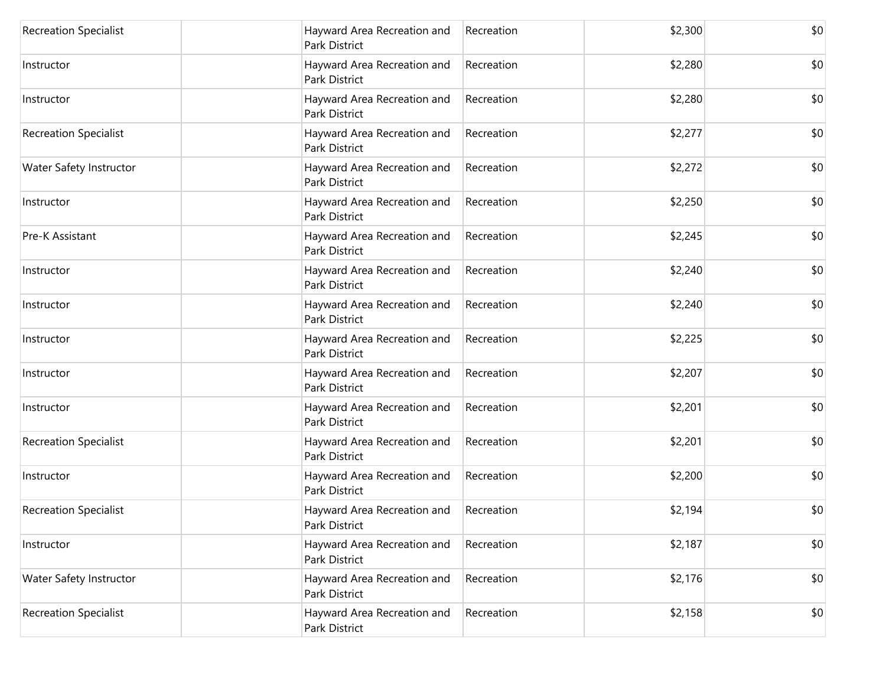| | | | | | |
|---|---|---|---|---|---|
| Recreation Specialist | | Hayward Area Recreation and Park District | Recreation | $2,300 | $0 |
| Instructor | | Hayward Area Recreation and Park District | Recreation | $2,280 | $0 |
| Instructor | | Hayward Area Recreation and Park District | Recreation | $2,280 | $0 |
| Recreation Specialist | | Hayward Area Recreation and Park District | Recreation | $2,277 | $0 |
| Water Safety Instructor | | Hayward Area Recreation and Park District | Recreation | $2,272 | $0 |
| Instructor | | Hayward Area Recreation and Park District | Recreation | $2,250 | $0 |
| Pre-K Assistant | | Hayward Area Recreation and Park District | Recreation | $2,245 | $0 |
| Instructor | | Hayward Area Recreation and Park District | Recreation | $2,240 | $0 |
| Instructor | | Hayward Area Recreation and Park District | Recreation | $2,240 | $0 |
| Instructor | | Hayward Area Recreation and Park District | Recreation | $2,225 | $0 |
| Instructor | | Hayward Area Recreation and Park District | Recreation | $2,207 | $0 |
| Instructor | | Hayward Area Recreation and Park District | Recreation | $2,201 | $0 |
| Recreation Specialist | | Hayward Area Recreation and Park District | Recreation | $2,201 | $0 |
| Instructor | | Hayward Area Recreation and Park District | Recreation | $2,200 | $0 |
| Recreation Specialist | | Hayward Area Recreation and Park District | Recreation | $2,194 | $0 |
| Instructor | | Hayward Area Recreation and Park District | Recreation | $2,187 | $0 |
| Water Safety Instructor | | Hayward Area Recreation and Park District | Recreation | $2,176 | $0 |
| Recreation Specialist | | Hayward Area Recreation and Park District | Recreation | $2,158 | $0 |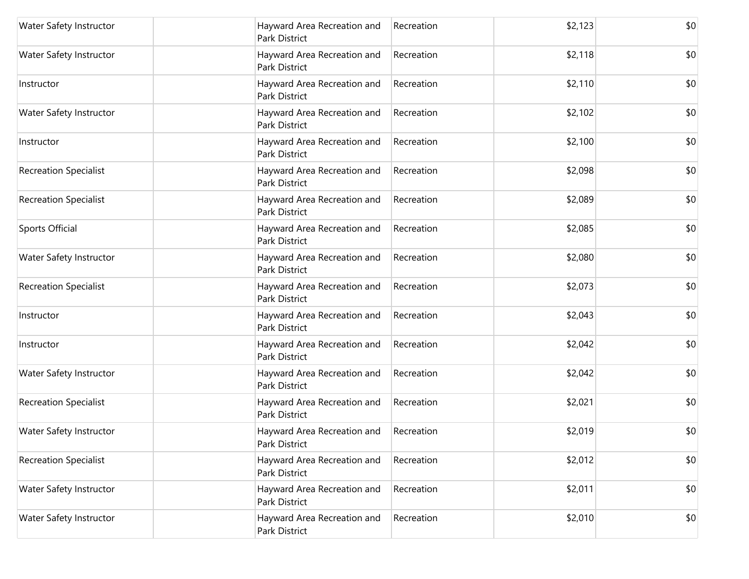| | | | | | |
|---|---|---|---|---|---|
| Water Safety Instructor | | Hayward Area Recreation and Park District | Recreation | $2,123 | $0 |
| Water Safety Instructor | | Hayward Area Recreation and Park District | Recreation | $2,118 | $0 |
| Instructor | | Hayward Area Recreation and Park District | Recreation | $2,110 | $0 |
| Water Safety Instructor | | Hayward Area Recreation and Park District | Recreation | $2,102 | $0 |
| Instructor | | Hayward Area Recreation and Park District | Recreation | $2,100 | $0 |
| Recreation Specialist | | Hayward Area Recreation and Park District | Recreation | $2,098 | $0 |
| Recreation Specialist | | Hayward Area Recreation and Park District | Recreation | $2,089 | $0 |
| Sports Official | | Hayward Area Recreation and Park District | Recreation | $2,085 | $0 |
| Water Safety Instructor | | Hayward Area Recreation and Park District | Recreation | $2,080 | $0 |
| Recreation Specialist | | Hayward Area Recreation and Park District | Recreation | $2,073 | $0 |
| Instructor | | Hayward Area Recreation and Park District | Recreation | $2,043 | $0 |
| Instructor | | Hayward Area Recreation and Park District | Recreation | $2,042 | $0 |
| Water Safety Instructor | | Hayward Area Recreation and Park District | Recreation | $2,042 | $0 |
| Recreation Specialist | | Hayward Area Recreation and Park District | Recreation | $2,021 | $0 |
| Water Safety Instructor | | Hayward Area Recreation and Park District | Recreation | $2,019 | $0 |
| Recreation Specialist | | Hayward Area Recreation and Park District | Recreation | $2,012 | $0 |
| Water Safety Instructor | | Hayward Area Recreation and Park District | Recreation | $2,011 | $0 |
| Water Safety Instructor | | Hayward Area Recreation and Park District | Recreation | $2,010 | $0 |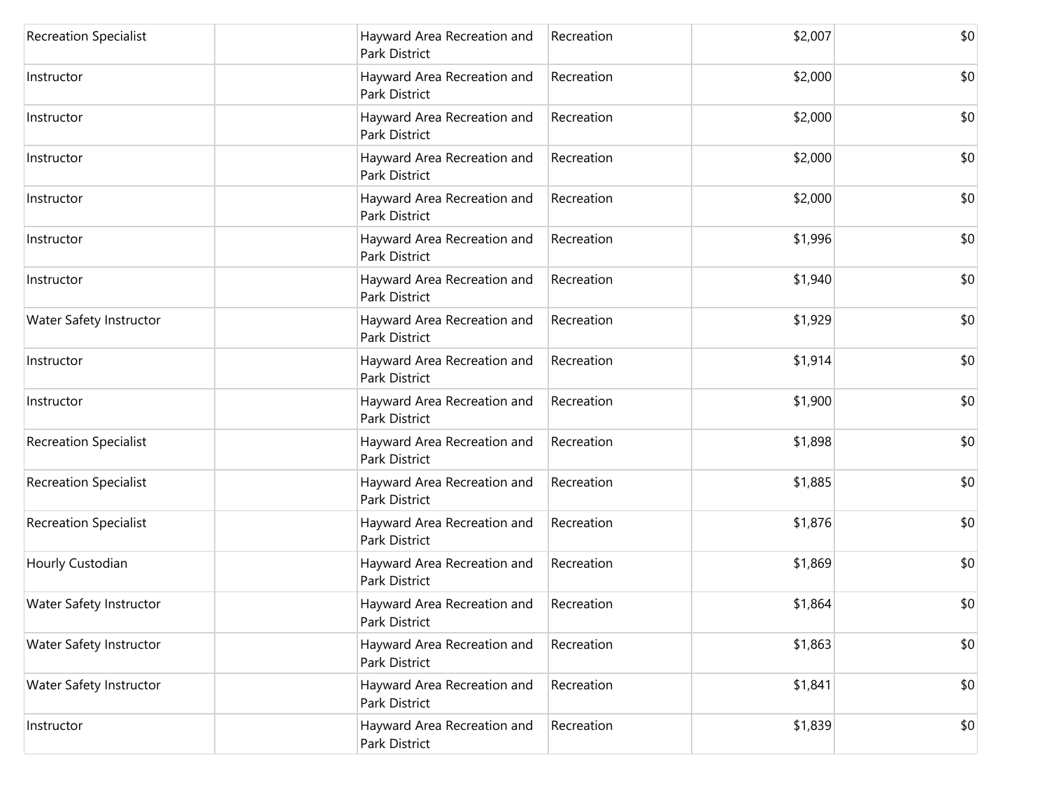| | | | | | |
|---|---|---|---|---|---|
| Recreation Specialist | | Hayward Area Recreation and Park District | Recreation | $2,007 | $0 |
| Instructor | | Hayward Area Recreation and Park District | Recreation | $2,000 | $0 |
| Instructor | | Hayward Area Recreation and Park District | Recreation | $2,000 | $0 |
| Instructor | | Hayward Area Recreation and Park District | Recreation | $2,000 | $0 |
| Instructor | | Hayward Area Recreation and Park District | Recreation | $2,000 | $0 |
| Instructor | | Hayward Area Recreation and Park District | Recreation | $1,996 | $0 |
| Instructor | | Hayward Area Recreation and Park District | Recreation | $1,940 | $0 |
| Water Safety Instructor | | Hayward Area Recreation and Park District | Recreation | $1,929 | $0 |
| Instructor | | Hayward Area Recreation and Park District | Recreation | $1,914 | $0 |
| Instructor | | Hayward Area Recreation and Park District | Recreation | $1,900 | $0 |
| Recreation Specialist | | Hayward Area Recreation and Park District | Recreation | $1,898 | $0 |
| Recreation Specialist | | Hayward Area Recreation and Park District | Recreation | $1,885 | $0 |
| Recreation Specialist | | Hayward Area Recreation and Park District | Recreation | $1,876 | $0 |
| Hourly Custodian | | Hayward Area Recreation and Park District | Recreation | $1,869 | $0 |
| Water Safety Instructor | | Hayward Area Recreation and Park District | Recreation | $1,864 | $0 |
| Water Safety Instructor | | Hayward Area Recreation and Park District | Recreation | $1,863 | $0 |
| Water Safety Instructor | | Hayward Area Recreation and Park District | Recreation | $1,841 | $0 |
| Instructor | | Hayward Area Recreation and Park District | Recreation | $1,839 | $0 |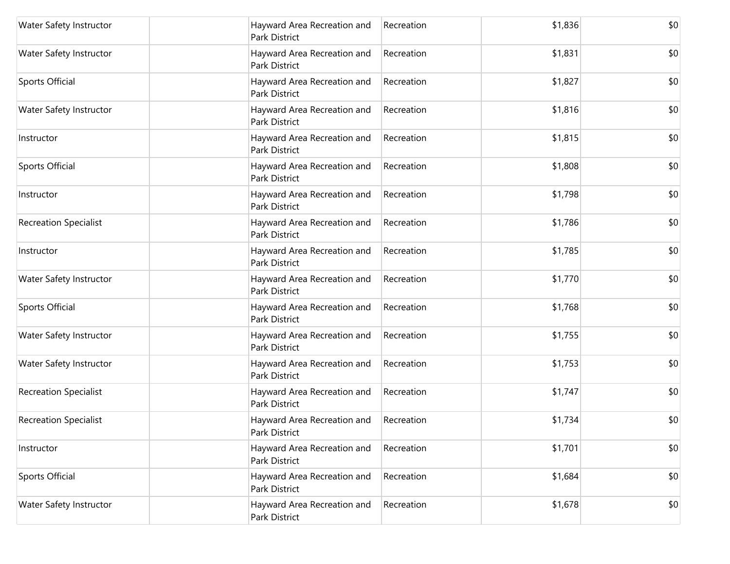| | | | | | |
|---|---|---|---|---|---|
| Water Safety Instructor | | Hayward Area Recreation and Park District | Recreation | $1,836 | $0 |
| Water Safety Instructor | | Hayward Area Recreation and Park District | Recreation | $1,831 | $0 |
| Sports Official | | Hayward Area Recreation and Park District | Recreation | $1,827 | $0 |
| Water Safety Instructor | | Hayward Area Recreation and Park District | Recreation | $1,816 | $0 |
| Instructor | | Hayward Area Recreation and Park District | Recreation | $1,815 | $0 |
| Sports Official | | Hayward Area Recreation and Park District | Recreation | $1,808 | $0 |
| Instructor | | Hayward Area Recreation and Park District | Recreation | $1,798 | $0 |
| Recreation Specialist | | Hayward Area Recreation and Park District | Recreation | $1,786 | $0 |
| Instructor | | Hayward Area Recreation and Park District | Recreation | $1,785 | $0 |
| Water Safety Instructor | | Hayward Area Recreation and Park District | Recreation | $1,770 | $0 |
| Sports Official | | Hayward Area Recreation and Park District | Recreation | $1,768 | $0 |
| Water Safety Instructor | | Hayward Area Recreation and Park District | Recreation | $1,755 | $0 |
| Water Safety Instructor | | Hayward Area Recreation and Park District | Recreation | $1,753 | $0 |
| Recreation Specialist | | Hayward Area Recreation and Park District | Recreation | $1,747 | $0 |
| Recreation Specialist | | Hayward Area Recreation and Park District | Recreation | $1,734 | $0 |
| Instructor | | Hayward Area Recreation and Park District | Recreation | $1,701 | $0 |
| Sports Official | | Hayward Area Recreation and Park District | Recreation | $1,684 | $0 |
| Water Safety Instructor | | Hayward Area Recreation and Park District | Recreation | $1,678 | $0 |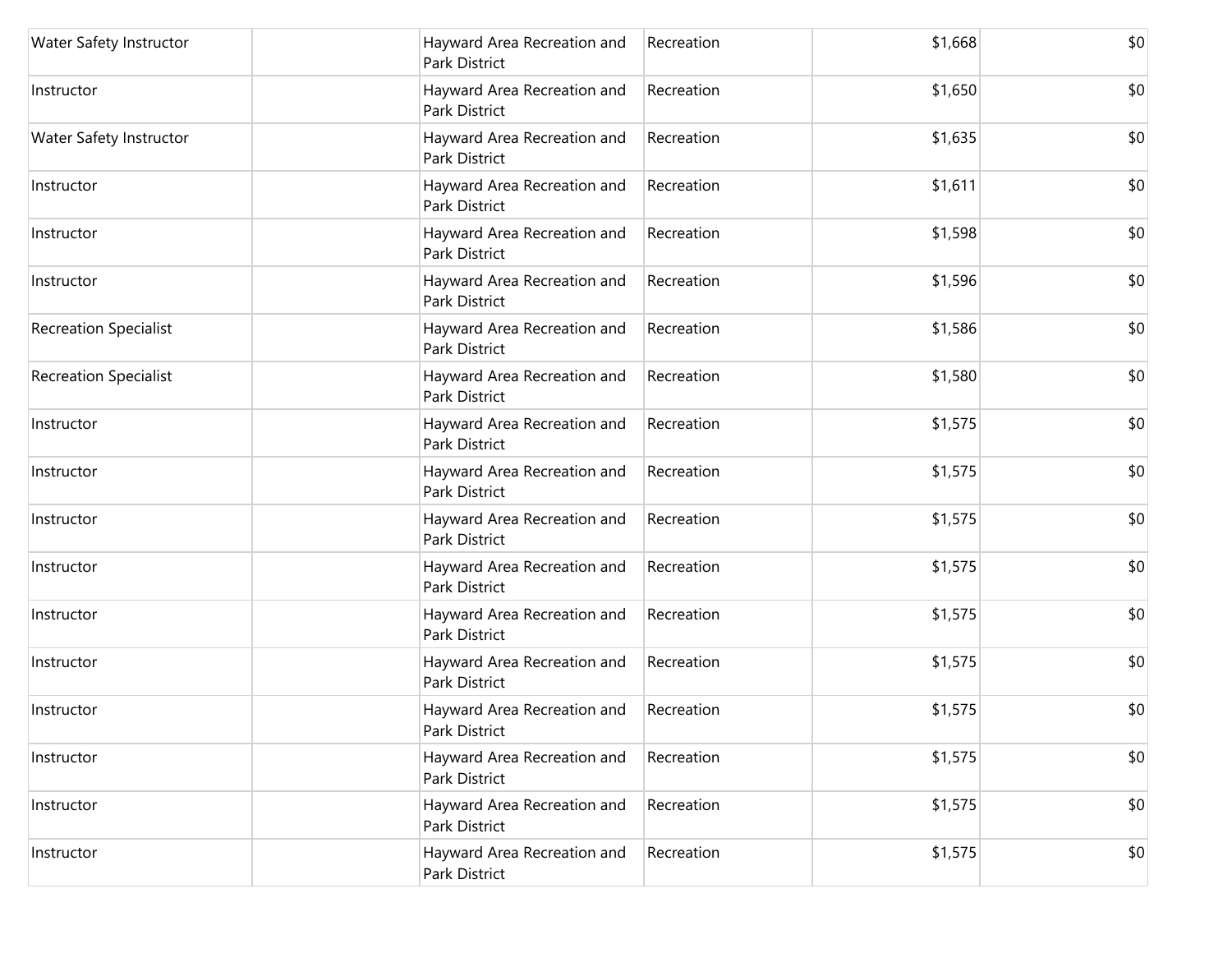| | | | | | |
|---|---|---|---|---|---|
| Water Safety Instructor | | Hayward Area Recreation and Park District | Recreation | $1,668 | $0 |
| Instructor | | Hayward Area Recreation and Park District | Recreation | $1,650 | $0 |
| Water Safety Instructor | | Hayward Area Recreation and Park District | Recreation | $1,635 | $0 |
| Instructor | | Hayward Area Recreation and Park District | Recreation | $1,611 | $0 |
| Instructor | | Hayward Area Recreation and Park District | Recreation | $1,598 | $0 |
| Instructor | | Hayward Area Recreation and Park District | Recreation | $1,596 | $0 |
| Recreation Specialist | | Hayward Area Recreation and Park District | Recreation | $1,586 | $0 |
| Recreation Specialist | | Hayward Area Recreation and Park District | Recreation | $1,580 | $0 |
| Instructor | | Hayward Area Recreation and Park District | Recreation | $1,575 | $0 |
| Instructor | | Hayward Area Recreation and Park District | Recreation | $1,575 | $0 |
| Instructor | | Hayward Area Recreation and Park District | Recreation | $1,575 | $0 |
| Instructor | | Hayward Area Recreation and Park District | Recreation | $1,575 | $0 |
| Instructor | | Hayward Area Recreation and Park District | Recreation | $1,575 | $0 |
| Instructor | | Hayward Area Recreation and Park District | Recreation | $1,575 | $0 |
| Instructor | | Hayward Area Recreation and Park District | Recreation | $1,575 | $0 |
| Instructor | | Hayward Area Recreation and Park District | Recreation | $1,575 | $0 |
| Instructor | | Hayward Area Recreation and Park District | Recreation | $1,575 | $0 |
| Instructor | | Hayward Area Recreation and Park District | Recreation | $1,575 | $0 |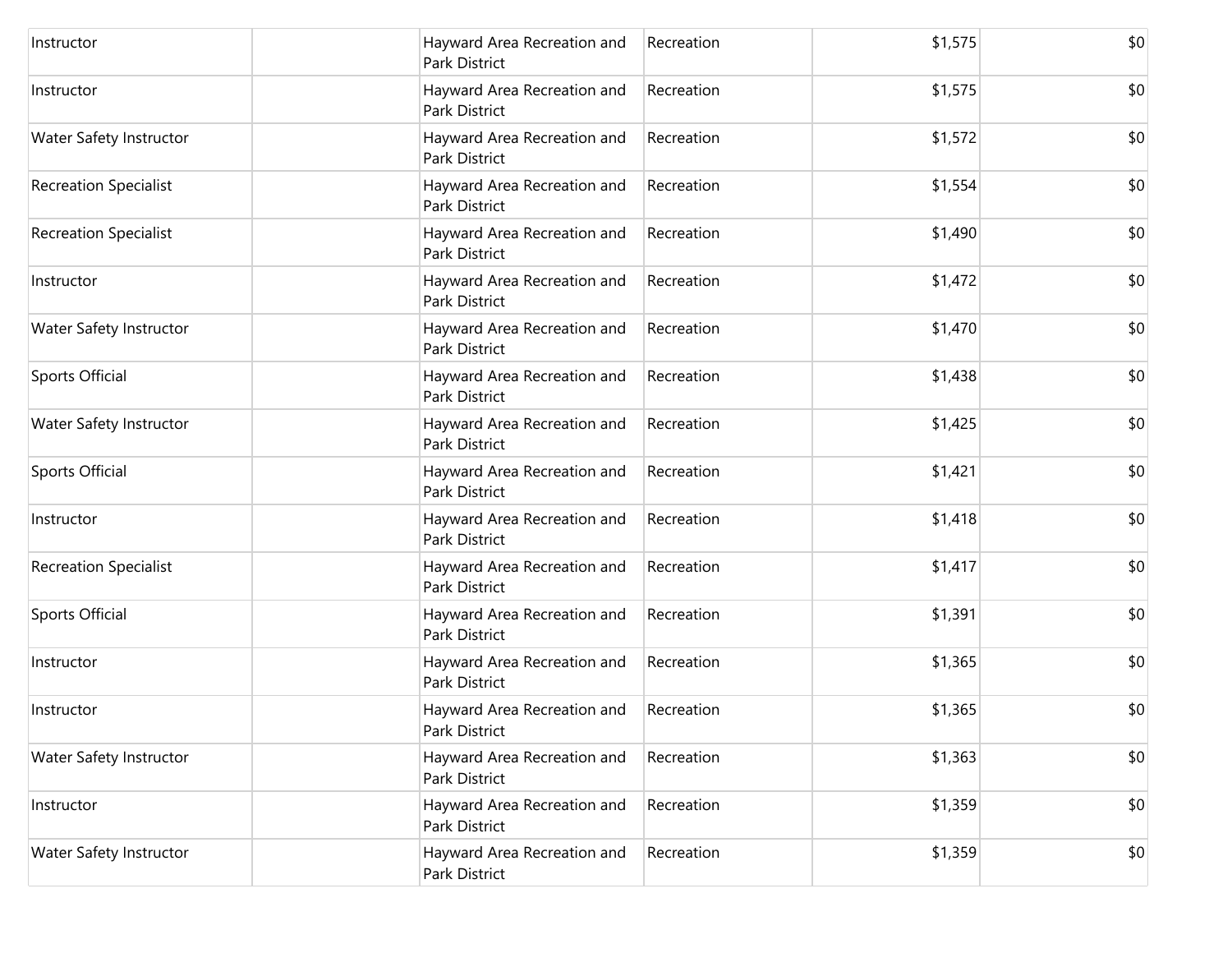| | | | | | |
|---|---|---|---|---|---|
| Instructor | | Hayward Area Recreation and Park District | Recreation | $1,575 | $0 |
| Instructor | | Hayward Area Recreation and Park District | Recreation | $1,575 | $0 |
| Water Safety Instructor | | Hayward Area Recreation and Park District | Recreation | $1,572 | $0 |
| Recreation Specialist | | Hayward Area Recreation and Park District | Recreation | $1,554 | $0 |
| Recreation Specialist | | Hayward Area Recreation and Park District | Recreation | $1,490 | $0 |
| Instructor | | Hayward Area Recreation and Park District | Recreation | $1,472 | $0 |
| Water Safety Instructor | | Hayward Area Recreation and Park District | Recreation | $1,470 | $0 |
| Sports Official | | Hayward Area Recreation and Park District | Recreation | $1,438 | $0 |
| Water Safety Instructor | | Hayward Area Recreation and Park District | Recreation | $1,425 | $0 |
| Sports Official | | Hayward Area Recreation and Park District | Recreation | $1,421 | $0 |
| Instructor | | Hayward Area Recreation and Park District | Recreation | $1,418 | $0 |
| Recreation Specialist | | Hayward Area Recreation and Park District | Recreation | $1,417 | $0 |
| Sports Official | | Hayward Area Recreation and Park District | Recreation | $1,391 | $0 |
| Instructor | | Hayward Area Recreation and Park District | Recreation | $1,365 | $0 |
| Instructor | | Hayward Area Recreation and Park District | Recreation | $1,365 | $0 |
| Water Safety Instructor | | Hayward Area Recreation and Park District | Recreation | $1,363 | $0 |
| Instructor | | Hayward Area Recreation and Park District | Recreation | $1,359 | $0 |
| Water Safety Instructor | | Hayward Area Recreation and Park District | Recreation | $1,359 | $0 |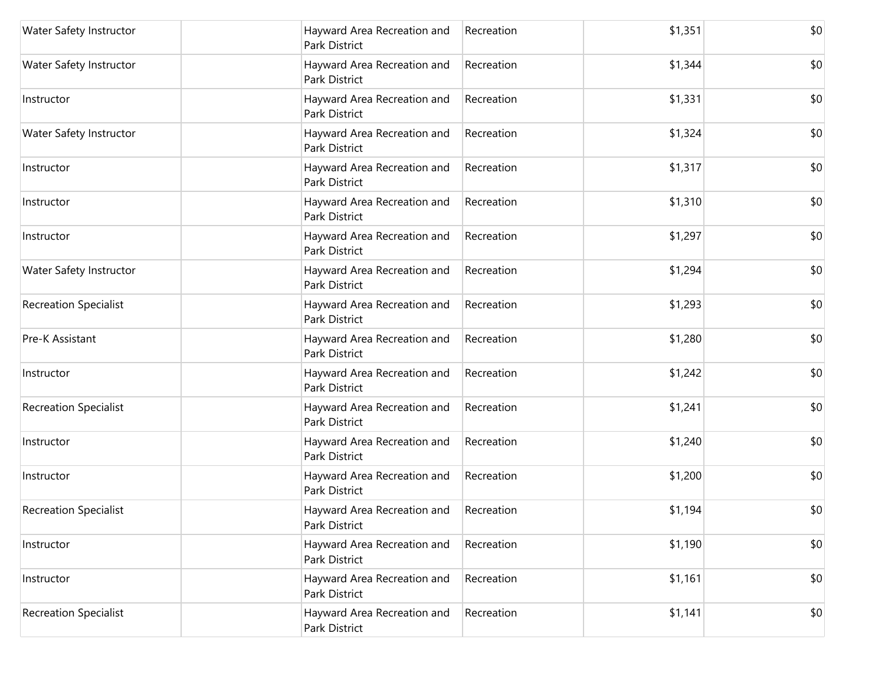| | | | | | |
|---|---|---|---|---|---|
| Water Safety Instructor | | Hayward Area Recreation and Park District | Recreation | $1,351 | $0 |
| Water Safety Instructor | | Hayward Area Recreation and Park District | Recreation | $1,344 | $0 |
| Instructor | | Hayward Area Recreation and Park District | Recreation | $1,331 | $0 |
| Water Safety Instructor | | Hayward Area Recreation and Park District | Recreation | $1,324 | $0 |
| Instructor | | Hayward Area Recreation and Park District | Recreation | $1,317 | $0 |
| Instructor | | Hayward Area Recreation and Park District | Recreation | $1,310 | $0 |
| Instructor | | Hayward Area Recreation and Park District | Recreation | $1,297 | $0 |
| Water Safety Instructor | | Hayward Area Recreation and Park District | Recreation | $1,294 | $0 |
| Recreation Specialist | | Hayward Area Recreation and Park District | Recreation | $1,293 | $0 |
| Pre-K Assistant | | Hayward Area Recreation and Park District | Recreation | $1,280 | $0 |
| Instructor | | Hayward Area Recreation and Park District | Recreation | $1,242 | $0 |
| Recreation Specialist | | Hayward Area Recreation and Park District | Recreation | $1,241 | $0 |
| Instructor | | Hayward Area Recreation and Park District | Recreation | $1,240 | $0 |
| Instructor | | Hayward Area Recreation and Park District | Recreation | $1,200 | $0 |
| Recreation Specialist | | Hayward Area Recreation and Park District | Recreation | $1,194 | $0 |
| Instructor | | Hayward Area Recreation and Park District | Recreation | $1,190 | $0 |
| Instructor | | Hayward Area Recreation and Park District | Recreation | $1,161 | $0 |
| Recreation Specialist | | Hayward Area Recreation and Park District | Recreation | $1,141 | $0 |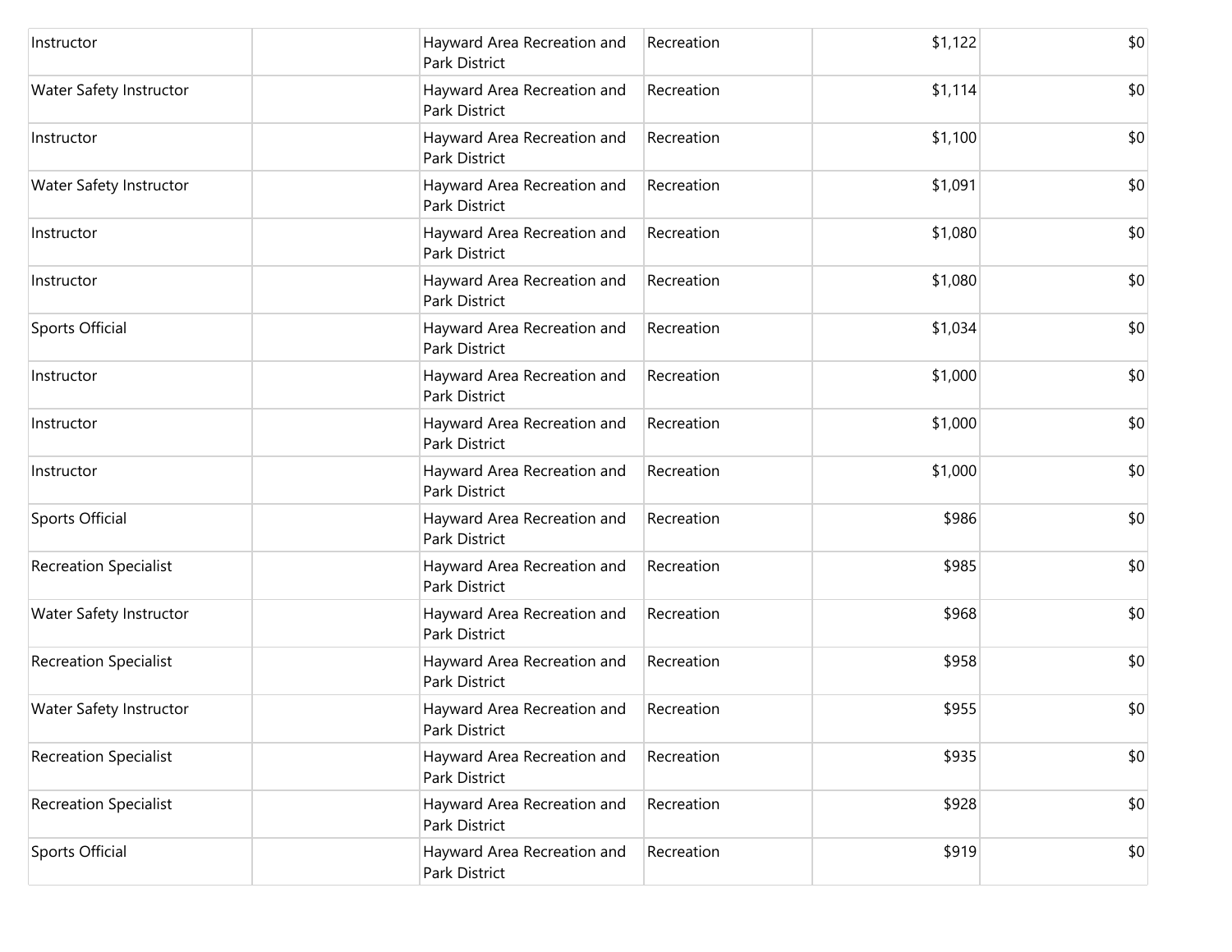| | | | | | |
|---|---|---|---|---|---|
| Instructor | | Hayward Area Recreation and Park District | Recreation | $1,122 | $0 |
| Water Safety Instructor | | Hayward Area Recreation and Park District | Recreation | $1,114 | $0 |
| Instructor | | Hayward Area Recreation and Park District | Recreation | $1,100 | $0 |
| Water Safety Instructor | | Hayward Area Recreation and Park District | Recreation | $1,091 | $0 |
| Instructor | | Hayward Area Recreation and Park District | Recreation | $1,080 | $0 |
| Instructor | | Hayward Area Recreation and Park District | Recreation | $1,080 | $0 |
| Sports Official | | Hayward Area Recreation and Park District | Recreation | $1,034 | $0 |
| Instructor | | Hayward Area Recreation and Park District | Recreation | $1,000 | $0 |
| Instructor | | Hayward Area Recreation and Park District | Recreation | $1,000 | $0 |
| Instructor | | Hayward Area Recreation and Park District | Recreation | $1,000 | $0 |
| Sports Official | | Hayward Area Recreation and Park District | Recreation | $986 | $0 |
| Recreation Specialist | | Hayward Area Recreation and Park District | Recreation | $985 | $0 |
| Water Safety Instructor | | Hayward Area Recreation and Park District | Recreation | $968 | $0 |
| Recreation Specialist | | Hayward Area Recreation and Park District | Recreation | $958 | $0 |
| Water Safety Instructor | | Hayward Area Recreation and Park District | Recreation | $955 | $0 |
| Recreation Specialist | | Hayward Area Recreation and Park District | Recreation | $935 | $0 |
| Recreation Specialist | | Hayward Area Recreation and Park District | Recreation | $928 | $0 |
| Sports Official | | Hayward Area Recreation and Park District | Recreation | $919 | $0 |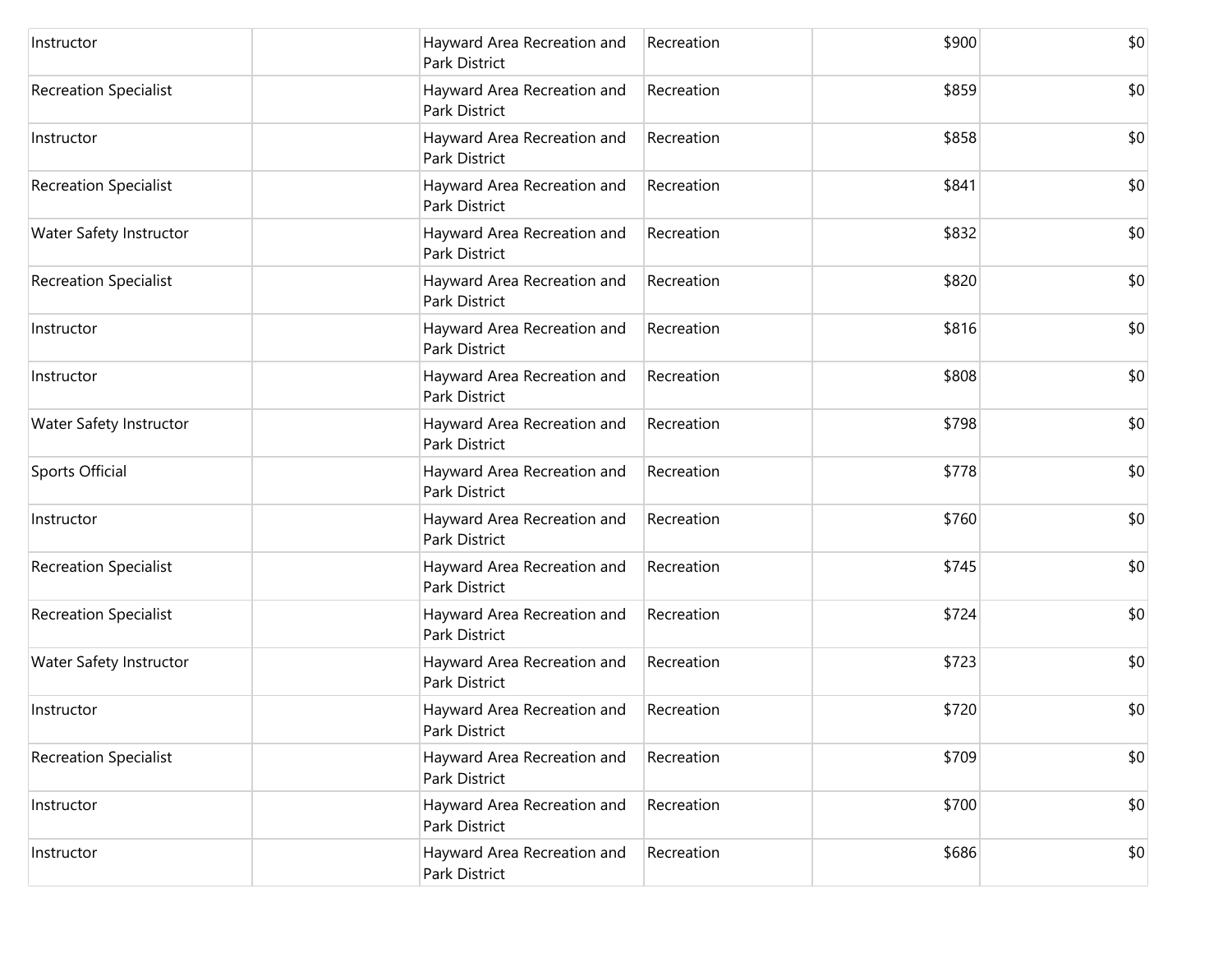| | | | | | |
|---|---|---|---|---|---|
| Instructor | | Hayward Area Recreation and Park District | Recreation | $900 | $0 |
| Recreation Specialist | | Hayward Area Recreation and Park District | Recreation | $859 | $0 |
| Instructor | | Hayward Area Recreation and Park District | Recreation | $858 | $0 |
| Recreation Specialist | | Hayward Area Recreation and Park District | Recreation | $841 | $0 |
| Water Safety Instructor | | Hayward Area Recreation and Park District | Recreation | $832 | $0 |
| Recreation Specialist | | Hayward Area Recreation and Park District | Recreation | $820 | $0 |
| Instructor | | Hayward Area Recreation and Park District | Recreation | $816 | $0 |
| Instructor | | Hayward Area Recreation and Park District | Recreation | $808 | $0 |
| Water Safety Instructor | | Hayward Area Recreation and Park District | Recreation | $798 | $0 |
| Sports Official | | Hayward Area Recreation and Park District | Recreation | $778 | $0 |
| Instructor | | Hayward Area Recreation and Park District | Recreation | $760 | $0 |
| Recreation Specialist | | Hayward Area Recreation and Park District | Recreation | $745 | $0 |
| Recreation Specialist | | Hayward Area Recreation and Park District | Recreation | $724 | $0 |
| Water Safety Instructor | | Hayward Area Recreation and Park District | Recreation | $723 | $0 |
| Instructor | | Hayward Area Recreation and Park District | Recreation | $720 | $0 |
| Recreation Specialist | | Hayward Area Recreation and Park District | Recreation | $709 | $0 |
| Instructor | | Hayward Area Recreation and Park District | Recreation | $700 | $0 |
| Instructor | | Hayward Area Recreation and Park District | Recreation | $686 | $0 |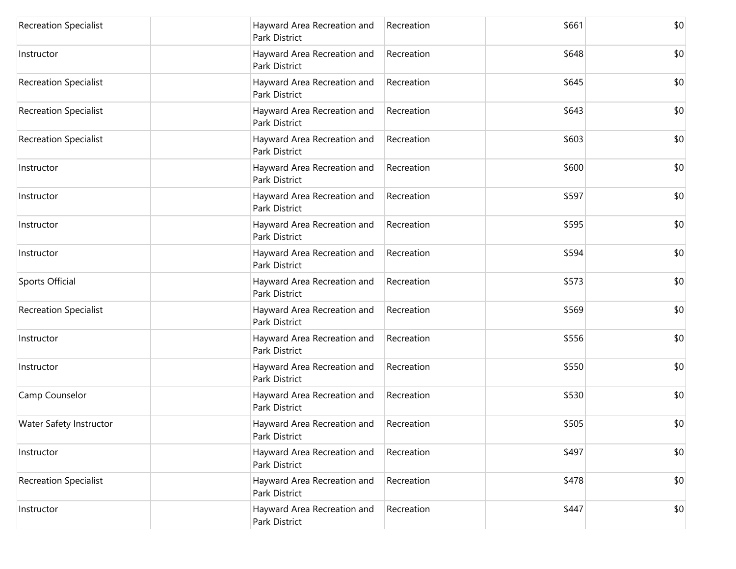| | | | | | |
|---|---|---|---|---|---|
| Recreation Specialist | | Hayward Area Recreation and Park District | Recreation | $661 | $0 |
| Instructor | | Hayward Area Recreation and Park District | Recreation | $648 | $0 |
| Recreation Specialist | | Hayward Area Recreation and Park District | Recreation | $645 | $0 |
| Recreation Specialist | | Hayward Area Recreation and Park District | Recreation | $643 | $0 |
| Recreation Specialist | | Hayward Area Recreation and Park District | Recreation | $603 | $0 |
| Instructor | | Hayward Area Recreation and Park District | Recreation | $600 | $0 |
| Instructor | | Hayward Area Recreation and Park District | Recreation | $597 | $0 |
| Instructor | | Hayward Area Recreation and Park District | Recreation | $595 | $0 |
| Instructor | | Hayward Area Recreation and Park District | Recreation | $594 | $0 |
| Sports Official | | Hayward Area Recreation and Park District | Recreation | $573 | $0 |
| Recreation Specialist | | Hayward Area Recreation and Park District | Recreation | $569 | $0 |
| Instructor | | Hayward Area Recreation and Park District | Recreation | $556 | $0 |
| Instructor | | Hayward Area Recreation and Park District | Recreation | $550 | $0 |
| Camp Counselor | | Hayward Area Recreation and Park District | Recreation | $530 | $0 |
| Water Safety Instructor | | Hayward Area Recreation and Park District | Recreation | $505 | $0 |
| Instructor | | Hayward Area Recreation and Park District | Recreation | $497 | $0 |
| Recreation Specialist | | Hayward Area Recreation and Park District | Recreation | $478 | $0 |
| Instructor | | Hayward Area Recreation and Park District | Recreation | $447 | $0 |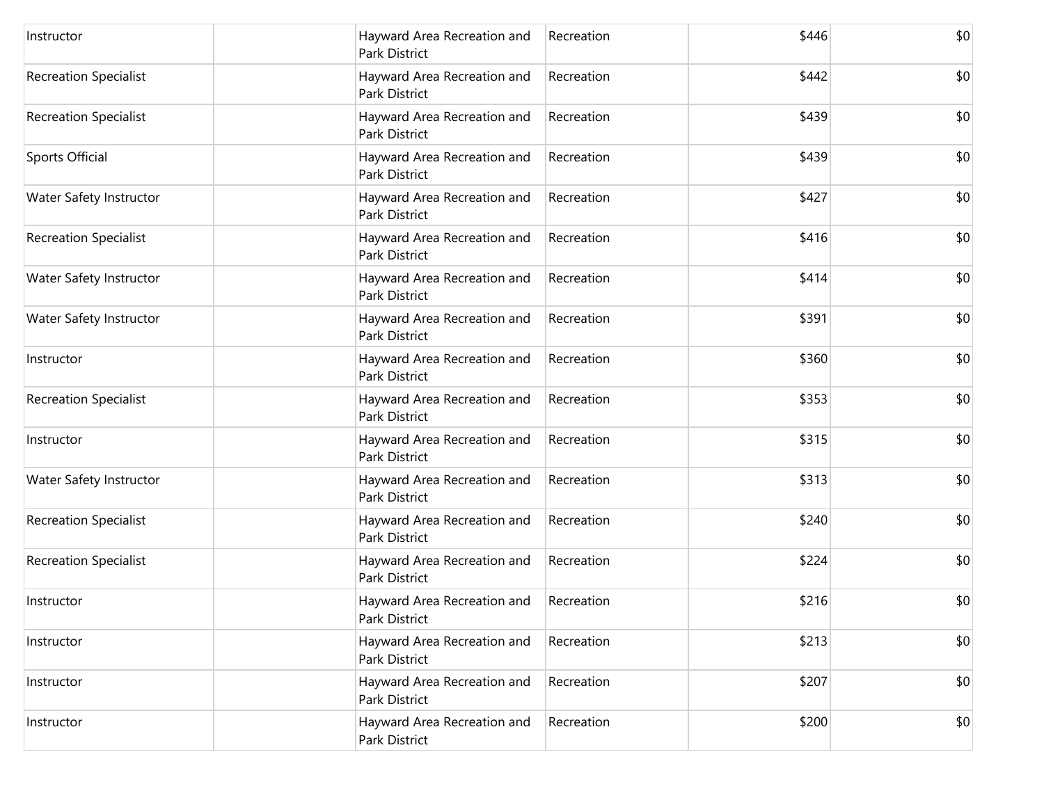| | | | | | |
|---|---|---|---|---|---|
| Instructor | | Hayward Area Recreation and Park District | Recreation | $446 | $0 |
| Recreation Specialist | | Hayward Area Recreation and Park District | Recreation | $442 | $0 |
| Recreation Specialist | | Hayward Area Recreation and Park District | Recreation | $439 | $0 |
| Sports Official | | Hayward Area Recreation and Park District | Recreation | $439 | $0 |
| Water Safety Instructor | | Hayward Area Recreation and Park District | Recreation | $427 | $0 |
| Recreation Specialist | | Hayward Area Recreation and Park District | Recreation | $416 | $0 |
| Water Safety Instructor | | Hayward Area Recreation and Park District | Recreation | $414 | $0 |
| Water Safety Instructor | | Hayward Area Recreation and Park District | Recreation | $391 | $0 |
| Instructor | | Hayward Area Recreation and Park District | Recreation | $360 | $0 |
| Recreation Specialist | | Hayward Area Recreation and Park District | Recreation | $353 | $0 |
| Instructor | | Hayward Area Recreation and Park District | Recreation | $315 | $0 |
| Water Safety Instructor | | Hayward Area Recreation and Park District | Recreation | $313 | $0 |
| Recreation Specialist | | Hayward Area Recreation and Park District | Recreation | $240 | $0 |
| Recreation Specialist | | Hayward Area Recreation and Park District | Recreation | $224 | $0 |
| Instructor | | Hayward Area Recreation and Park District | Recreation | $216 | $0 |
| Instructor | | Hayward Area Recreation and Park District | Recreation | $213 | $0 |
| Instructor | | Hayward Area Recreation and Park District | Recreation | $207 | $0 |
| Instructor | | Hayward Area Recreation and Park District | Recreation | $200 | $0 |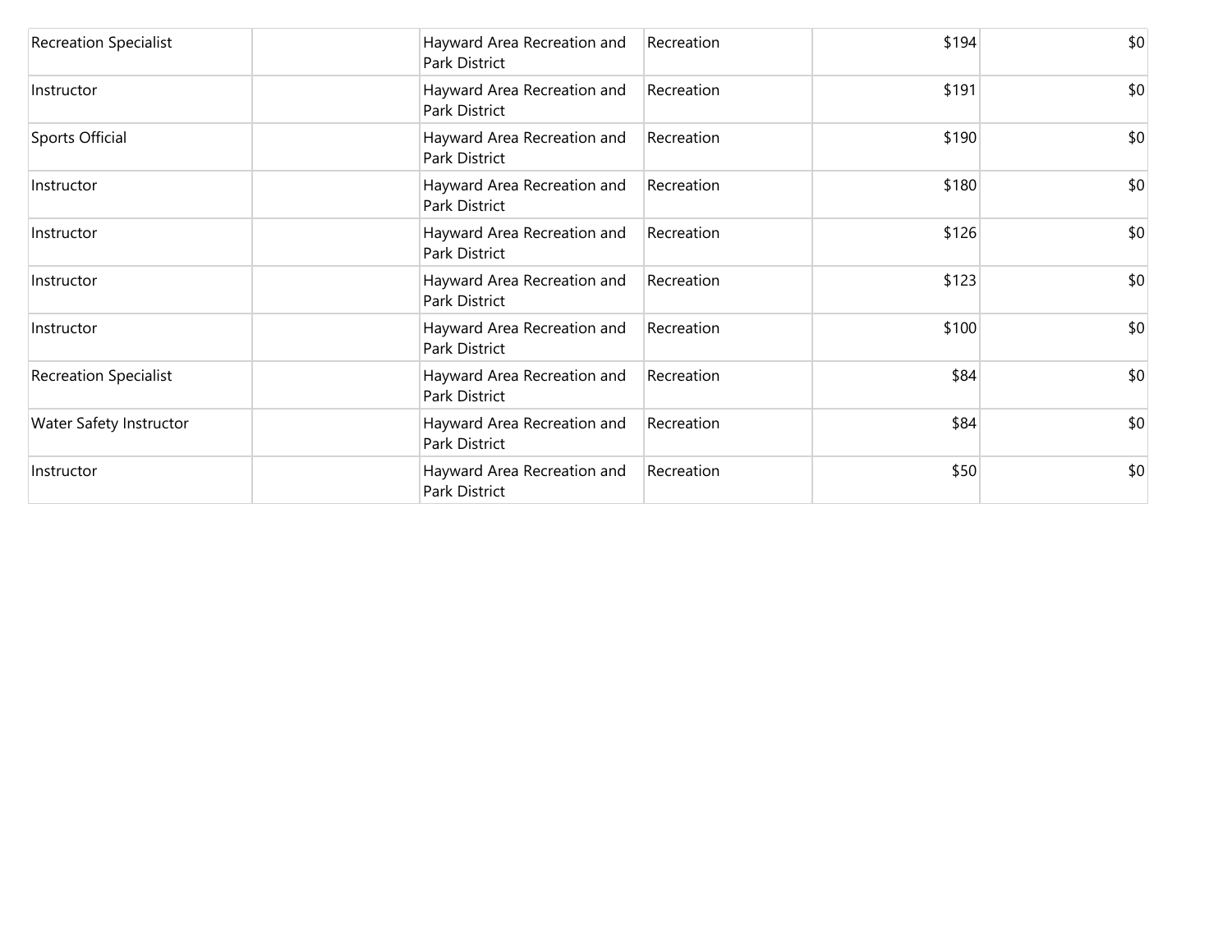| | | | | | |
|---|---|---|---|---|---|
| Recreation Specialist | | Hayward Area Recreation and Park District | Recreation | $194 | $0 |
| Instructor | | Hayward Area Recreation and Park District | Recreation | $191 | $0 |
| Sports Official | | Hayward Area Recreation and Park District | Recreation | $190 | $0 |
| Instructor | | Hayward Area Recreation and Park District | Recreation | $180 | $0 |
| Instructor | | Hayward Area Recreation and Park District | Recreation | $126 | $0 |
| Instructor | | Hayward Area Recreation and Park District | Recreation | $123 | $0 |
| Instructor | | Hayward Area Recreation and Park District | Recreation | $100 | $0 |
| Recreation Specialist | | Hayward Area Recreation and Park District | Recreation | $84 | $0 |
| Water Safety Instructor | | Hayward Area Recreation and Park District | Recreation | $84 | $0 |
| Instructor | | Hayward Area Recreation and Park District | Recreation | $50 | $0 |